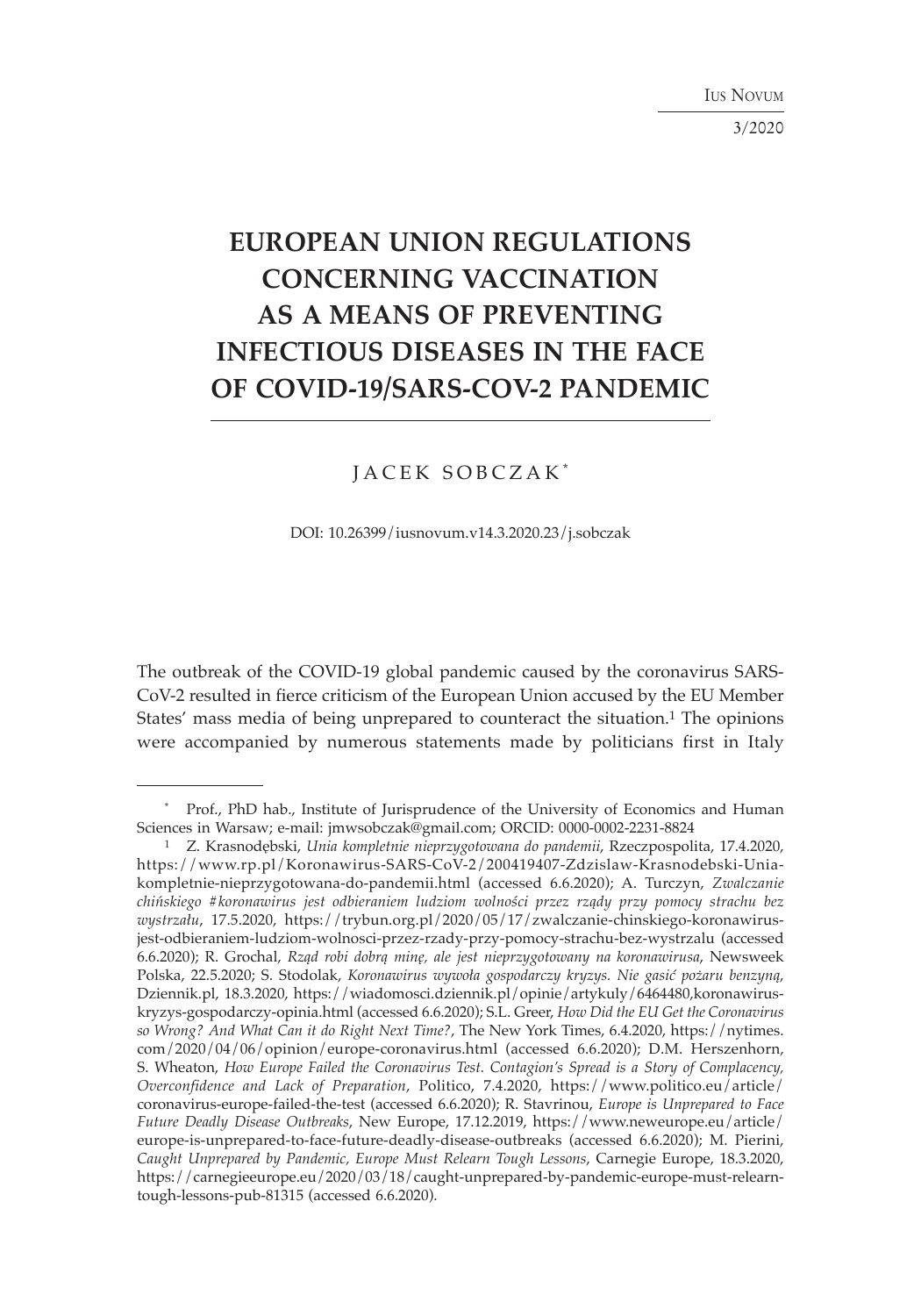# EUROPEAN UNION REGULATIONS CONCERNING VACCINATION AS A MEANS OF PREVENTING INFECTIOUS DISEASES IN THE FACE OF COVID-19/SARS-COV-2 PANDEMIC

JACEK SOBCZAK*

DOI: 10.26399/iusnovum.v14.3.2020.23/j.sobczak

The outbreak of the COVID-19 global pandemic caused by the coronavirus SARS-CoV-2 resulted in fierce criticism of the European Union accused by the EU Member States' mass media of being unprepared to counteract the situation.[1] The opinions were accompanied by numerous statements made by politicians first in Italy

---

\* Prof., PhD hab., Institute of Jurisprudence of the University of Economics and Human Sciences in Warsaw; e-mail: jmwsobczak@gmail.com; ORCID: 0000-0002-2231-8824

[1] Z. Krasnodębski, *Unia kompletnie nieprzygotowana do pandemii*, Rzeczpospolita, 17.4.2020, https://www.rp.pl/Koronawirus-SARS-CoV-2/200419407-Zdzislaw-Krasnodebski-Unia-kompletnie-nieprzygotowana-do-pandemii.html (accessed 6.6.2020); A. Turczyn, *Zwalczanie chińskiego #koronawirus jest odbieraniem ludziom wolności przez rządy przy pomocy strachu bez wystrzału*, 17.5.2020, https://trybun.org.pl/2020/05/17/zwalczanie-chinskiego-koronawirus-jest-odbieraniem-ludziom-wolnosci-przez-rzady-przy-pomocy-strachu-bez-wystrzalu (accessed 6.6.2020); R. Grochal, *Rząd robi dobrą minę, ale jest nieprzygotowany na koronawirusa*, Newsweek Polska, 22.5.2020; S. Stodolak, *Koronawirus wywoła gospodarczy kryzys. Nie gasić pożaru benzyną*, Dziennik.pl, 18.3.2020, https://wiadomosci.dziennik.pl/opinie/artykuly/6464480,koronawirus-kryzys-gospodarczy-opinia.html (accessed 6.6.2020); S.L. Greer, *How Did the EU Get the Coronavirus so Wrong? And What Can it do Right Next Time?*, The New York Times, 6.4.2020, https://nytimes.com/2020/04/06/opinion/europe-coronavirus.html (accessed 6.6.2020); D.M. Herszenhorn, S. Wheaton, *How Europe Failed the Coronavirus Test. Contagion's Spread is a Story of Complacency, Overconfidence and Lack of Preparation*, Politico, 7.4.2020, https://www.politico.eu/article/coronavirus-europe-failed-the-test (accessed 6.6.2020); R. Stavrinou, *Europe is Unprepared to Face Future Deadly Disease Outbreaks*, New Europe, 17.12.2019, https://www.neweurope.eu/article/europe-is-unprepared-to-face-future-deadly-disease-outbreaks (accessed 6.6.2020); M. Pierini, *Caught Unprepared by Pandemic, Europe Must Relearn Tough Lessons*, Carnegie Europe, 18.3.2020, https://carnegieeurope.eu/2020/03/18/caught-unprepared-by-pandemic-europe-must-relearn-tough-lessons-pub-81315 (accessed 6.6.2020).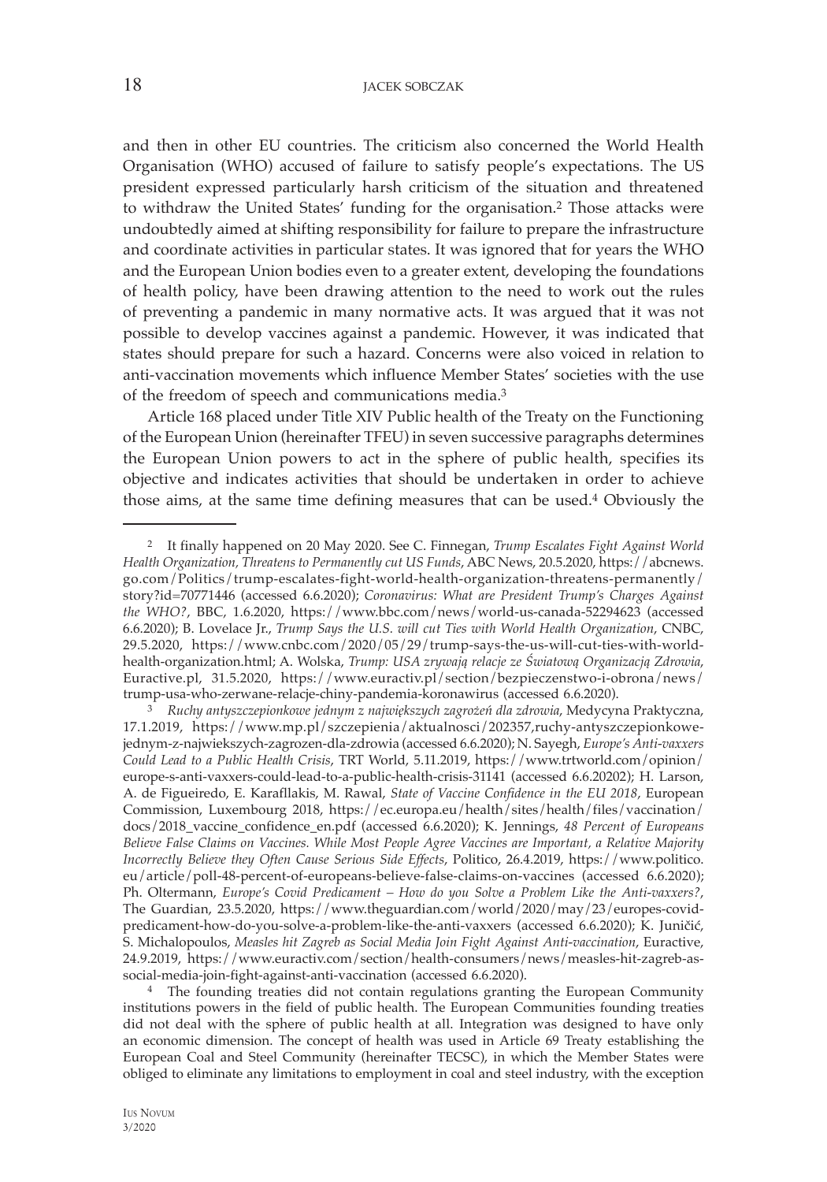and then in other EU countries. The criticism also concerned the World Health Organisation (WHO) accused of failure to satisfy people's expectations. The US president expressed particularly harsh criticism of the situation and threatened to withdraw the United States' funding for the organisation.[2] Those attacks were undoubtedly aimed at shifting responsibility for failure to prepare the infrastructure and coordinate activities in particular states. It was ignored that for years the WHO and the European Union bodies even to a greater extent, developing the foundations of health policy, have been drawing attention to the need to work out the rules of preventing a pandemic in many normative acts. It was argued that it was not possible to develop vaccines against a pandemic. However, it was indicated that states should prepare for such a hazard. Concerns were also voiced in relation to anti-vaccination movements which influence Member States' societies with the use of the freedom of speech and communications media.[3]

Article 168 placed under Title XIV Public health of the Treaty on the Functioning of the European Union (hereinafter TFEU) in seven successive paragraphs determines the European Union powers to act in the sphere of public health, specifies its objective and indicates activities that should be undertaken in order to achieve those aims, at the same time defining measures that can be used.[4] Obviously the

---

[2] It finally happened on 20 May 2020. See C. Finnegan, *Trump Escalates Fight Against World Health Organization, Threatens to Permanently cut US Funds*, ABC News, 20.5.2020, https://abcnews.go.com/Politics/trump-escalates-fight-world-health-organization-threatens-permanently/story?id=70771446 (accessed 6.6.2020); *Coronavirus: What are President Trump's Charges Against the WHO?*, BBC, 1.6.2020, https://www.bbc.com/news/world-us-canada-52294623 (accessed 6.6.2020); B. Lovelace Jr., *Trump Says the U.S. will cut Ties with World Health Organization*, CNBC, 29.5.2020, https://www.cnbc.com/2020/05/29/trump-says-the-us-will-cut-ties-with-world-health-organization.html; A. Wolska, *Trump: USA zrywają relacje ze Światową Organizacją Zdrowia*, Euractive.pl, 31.5.2020, https://www.euractiv.pl/section/bezpieczenstwo-i-obrona/news/trump-usa-who-zerwane-relacje-chiny-pandemia-koronawirus (accessed 6.6.2020).

[3] *Ruchy antyszczepionkowe jednym z największych zagrożeń dla zdrowia*, Medycyna Praktyczna, 17.1.2019, https://www.mp.pl/szczepienia/aktualnosci/202357,ruchy-antyszczepionkowe-jednym-z-najwiekszych-zagrozen-dla-zdrowia (accessed 6.6.2020); N. Sayegh, *Europe's Anti-vaxxers Could Lead to a Public Health Crisis*, TRT World, 5.11.2019, https://www.trtworld.com/opinion/europe-s-anti-vaxxers-could-lead-to-a-public-health-crisis-31141 (accessed 6.6.20202); H. Larson, A. de Figueiredo, E. Karafllakis, M. Rawal, *State of Vaccine Confidence in the EU 2018*, European Commission, Luxembourg 2018, https://ec.europa.eu/health/sites/health/files/vaccination/docs/2018_vaccine_confidence_en.pdf (accessed 6.6.2020); K. Jennings, *48 Percent of Europeans Believe False Claims on Vaccines. While Most People Agree Vaccines are Important, a Relative Majority Incorrectly Believe they Often Cause Serious Side Effects*, Politico, 26.4.2019, https://www.politico.eu/article/poll-48-percent-of-europeans-believe-false-claims-on-vaccines (accessed 6.6.2020); Ph. Oltermann, *Europe's Covid Predicament – How do you Solve a Problem Like the Anti-vaxxers?*, The Guardian, 23.5.2020, https://www.theguardian.com/world/2020/may/23/europes-covid-predicament-how-do-you-solve-a-problem-like-the-anti-vaxxers (accessed 6.6.2020); K. Juničić, S. Michalopoulos, *Measles hit Zagreb as Social Media Join Fight Against Anti-vaccination*, Euractive, 24.9.2019, https://www.euractiv.com/section/health-consumers/news/measles-hit-zagreb-as-social-media-join-fight-against-anti-vaccination (accessed 6.6.2020).

[4] The founding treaties did not contain regulations granting the European Community institutions powers in the field of public health. The European Communities founding treaties did not deal with the sphere of public health at all. Integration was designed to have only an economic dimension. The concept of health was used in Article 69 Treaty establishing the European Coal and Steel Community (hereinafter TECSC), in which the Member States were obliged to eliminate any limitations to employment in coal and steel industry, with the exception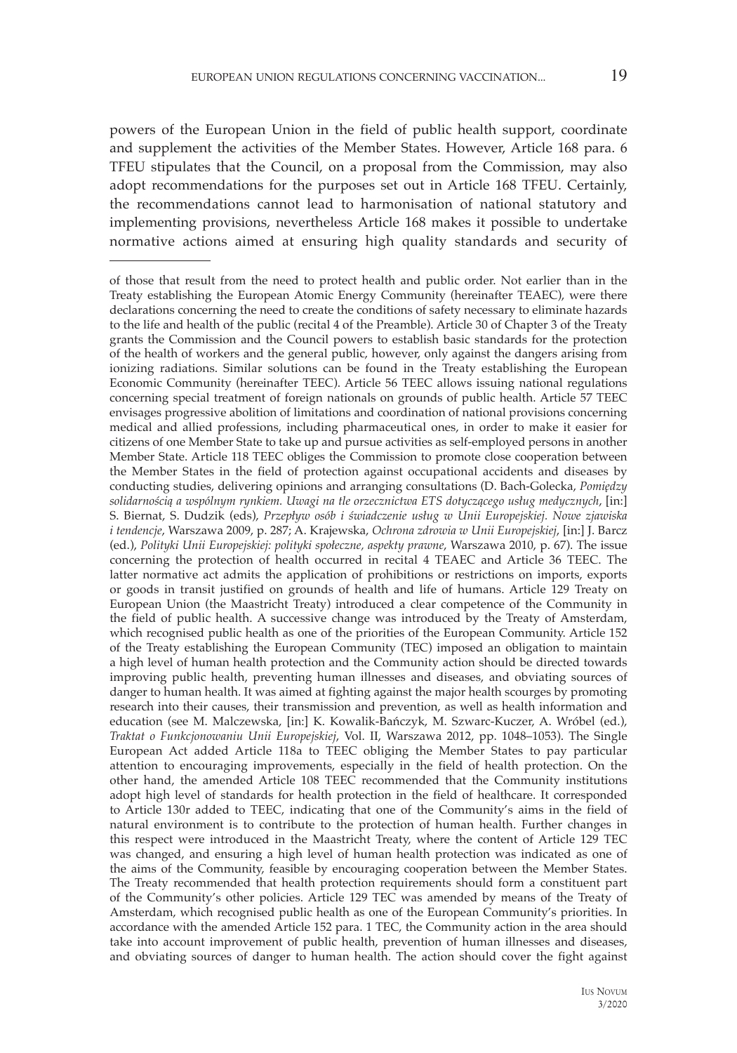powers of the European Union in the field of public health support, coordinate and supplement the activities of the Member States. However, Article 168 para. 6 TFEU stipulates that the Council, on a proposal from the Commission, may also adopt recommendations for the purposes set out in Article 168 TFEU. Certainly, the recommendations cannot lead to harmonisation of national statutory and implementing provisions, nevertheless Article 168 makes it possible to undertake normative actions aimed at ensuring high quality standards and security of

---

of those that result from the need to protect health and public order. Not earlier than in the Treaty establishing the European Atomic Energy Community (hereinafter TEAEC), were there declarations concerning the need to create the conditions of safety necessary to eliminate hazards to the life and health of the public (recital 4 of the Preamble). Article 30 of Chapter 3 of the Treaty grants the Commission and the Council powers to establish basic standards for the protection of the health of workers and the general public, however, only against the dangers arising from ionizing radiations. Similar solutions can be found in the Treaty establishing the European Economic Community (hereinafter TEEC). Article 56 TEEC allows issuing national regulations concerning special treatment of foreign nationals on grounds of public health. Article 57 TEEC envisages progressive abolition of limitations and coordination of national provisions concerning medical and allied professions, including pharmaceutical ones, in order to make it easier for citizens of one Member State to take up and pursue activities as self-employed persons in another Member State. Article 118 TEEC obliges the Commission to promote close cooperation between the Member States in the field of protection against occupational accidents and diseases by conducting studies, delivering opinions and arranging consultations (D. Bach-Golecka, *Pomiędzy solidarnością a wspólnym rynkiem. Uwagi na tle orzecznictwa ETS dotyczącego usług medycznych*, [in:] S. Biernat, S. Dudzik (eds), *Przepływ osób i świadczenie usług w Unii Europejskiej. Nowe zjawiska i tendencje*, Warszawa 2009, p. 287; A. Krajewska, *Ochrona zdrowia w Unii Europejskiej*, [in:] J. Barcz (ed.), *Polityki Unii Europejskiej: polityki społeczne, aspekty prawne*, Warszawa 2010, p. 67). The issue concerning the protection of health occurred in recital 4 TEAEC and Article 36 TEEC. The latter normative act admits the application of prohibitions or restrictions on imports, exports or goods in transit justified on grounds of health and life of humans. Article 129 Treaty on European Union (the Maastricht Treaty) introduced a clear competence of the Community in the field of public health. A successive change was introduced by the Treaty of Amsterdam, which recognised public health as one of the priorities of the European Community. Article 152 of the Treaty establishing the European Community (TEC) imposed an obligation to maintain a high level of human health protection and the Community action should be directed towards improving public health, preventing human illnesses and diseases, and obviating sources of danger to human health. It was aimed at fighting against the major health scourges by promoting research into their causes, their transmission and prevention, as well as health information and education (see M. Malczewska, [in:] K. Kowalik-Bańczyk, M. Szwarc-Kuczer, A. Wróbel (ed.), *Traktat o Funkcjonowaniu Unii Europejskiej*, Vol. II, Warszawa 2012, pp. 1048–1053). The Single European Act added Article 118a to TEEC obliging the Member States to pay particular attention to encouraging improvements, especially in the field of health protection. On the other hand, the amended Article 108 TEEC recommended that the Community institutions adopt high level of standards for health protection in the field of healthcare. It corresponded to Article 130r added to TEEC, indicating that one of the Community's aims in the field of natural environment is to contribute to the protection of human health. Further changes in this respect were introduced in the Maastricht Treaty, where the content of Article 129 TEC was changed, and ensuring a high level of human health protection was indicated as one of the aims of the Community, feasible by encouraging cooperation between the Member States. The Treaty recommended that health protection requirements should form a constituent part of the Community's other policies. Article 129 TEC was amended by means of the Treaty of Amsterdam, which recognised public health as one of the European Community's priorities. In accordance with the amended Article 152 para. 1 TEC, the Community action in the area should take into account improvement of public health, prevention of human illnesses and diseases, and obviating sources of danger to human health. The action should cover the fight against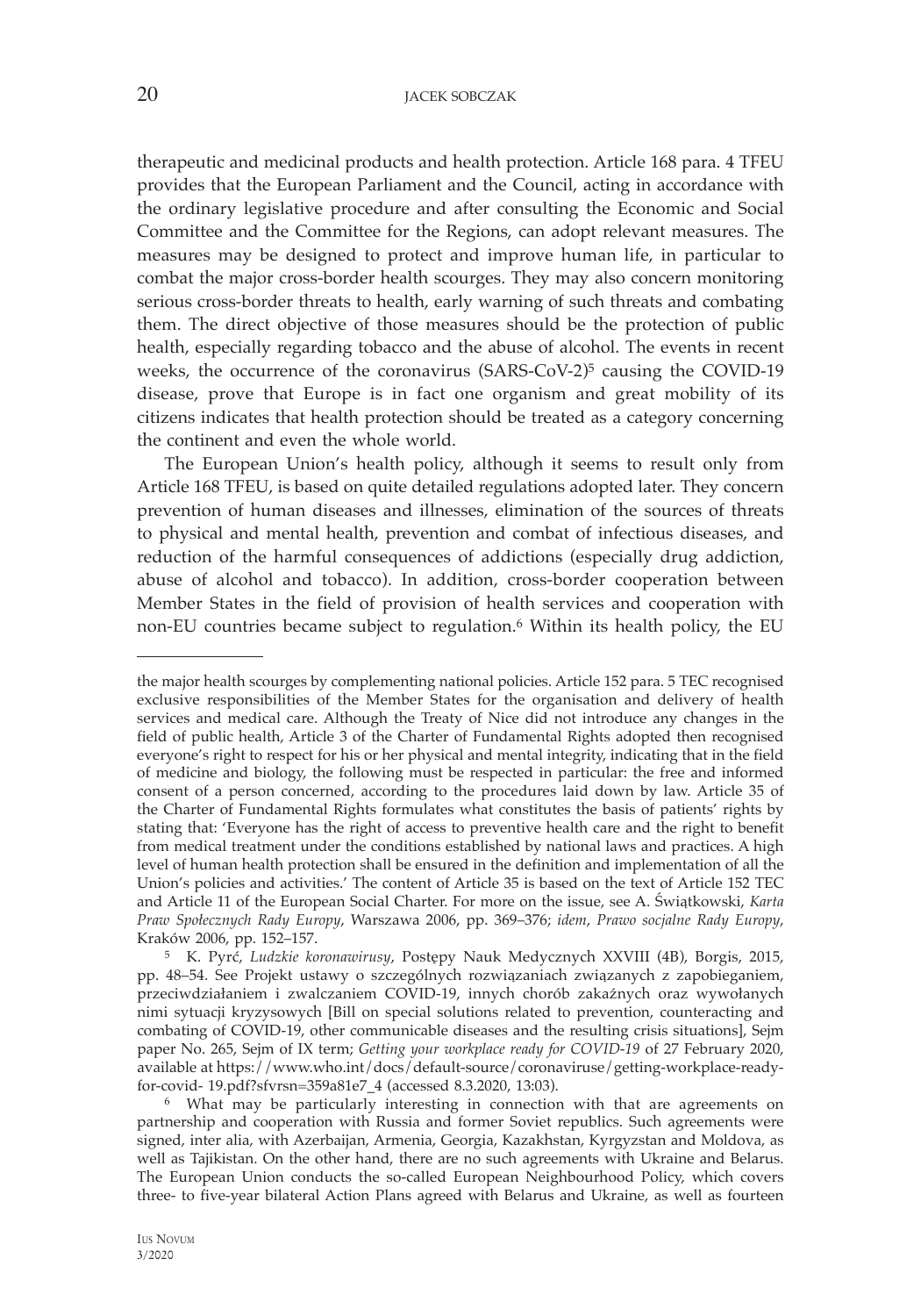therapeutic and medicinal products and health protection. Article 168 para. 4 TFEU provides that the European Parliament and the Council, acting in accordance with the ordinary legislative procedure and after consulting the Economic and Social Committee and the Committee for the Regions, can adopt relevant measures. The measures may be designed to protect and improve human life, in particular to combat the major cross-border health scourges. They may also concern monitoring serious cross-border threats to health, early warning of such threats and combating them. The direct objective of those measures should be the protection of public health, especially regarding tobacco and the abuse of alcohol. The events in recent weeks, the occurrence of the coronavirus (SARS-CoV-2)[5] causing the COVID-19 disease, prove that Europe is in fact one organism and great mobility of its citizens indicates that health protection should be treated as a category concerning the continent and even the whole world.

The European Union's health policy, although it seems to result only from Article 168 TFEU, is based on quite detailed regulations adopted later. They concern prevention of human diseases and illnesses, elimination of the sources of threats to physical and mental health, prevention and combat of infectious diseases, and reduction of the harmful consequences of addictions (especially drug addiction, abuse of alcohol and tobacco). In addition, cross-border cooperation between Member States in the field of provision of health services and cooperation with non-EU countries became subject to regulation.[6] Within its health policy, the EU

---

the major health scourges by complementing national policies. Article 152 para. 5 TEC recognised exclusive responsibilities of the Member States for the organisation and delivery of health services and medical care. Although the Treaty of Nice did not introduce any changes in the field of public health, Article 3 of the Charter of Fundamental Rights adopted then recognised everyone's right to respect for his or her physical and mental integrity, indicating that in the field of medicine and biology, the following must be respected in particular: the free and informed consent of a person concerned, according to the procedures laid down by law. Article 35 of the Charter of Fundamental Rights formulates what constitutes the basis of patients' rights by stating that: 'Everyone has the right of access to preventive health care and the right to benefit from medical treatment under the conditions established by national laws and practices. A high level of human health protection shall be ensured in the definition and implementation of all the Union's policies and activities.' The content of Article 35 is based on the text of Article 152 TEC and Article 11 of the European Social Charter. For more on the issue, see A. Świątkowski, *Karta Praw Społecznych Rady Europy*, Warszawa 2006, pp. 369–376; *idem*, *Prawo socjalne Rady Europy*, Kraków 2006, pp. 152–157.

[5] K. Pyrć, *Ludzkie koronawirusy*, Postępy Nauk Medycznych XXVIII (4B), Borgis, 2015, pp. 48–54. See Projekt ustawy o szczególnych rozwiązaniach związanych z zapobieganiem, przeciwdziałaniem i zwalczaniem COVID-19, innych chorób zakaźnych oraz wywołanych nimi sytuacji kryzysowych [Bill on special solutions related to prevention, counteracting and combating of COVID-19, other communicable diseases and the resulting crisis situations], Sejm paper No. 265, Sejm of IX term; *Getting your workplace ready for COVID-19* of 27 February 2020, available at https://www.who.int/docs/default-source/coronaviruse/getting-workplace-ready-for-covid- 19.pdf?sfvrsn=359a81e7_4 (accessed 8.3.2020, 13:03).

[6] What may be particularly interesting in connection with that are agreements on partnership and cooperation with Russia and former Soviet republics. Such agreements were signed, inter alia, with Azerbaijan, Armenia, Georgia, Kazakhstan, Kyrgyzstan and Moldova, as well as Tajikistan. On the other hand, there are no such agreements with Ukraine and Belarus. The European Union conducts the so-called European Neighbourhood Policy, which covers three- to five-year bilateral Action Plans agreed with Belarus and Ukraine, as well as fourteen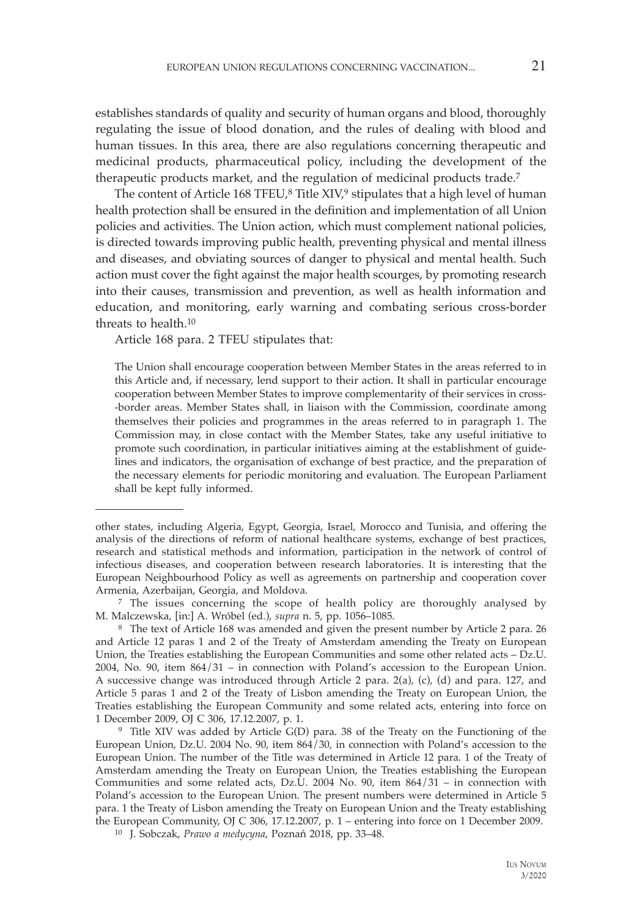establishes standards of quality and security of human organs and blood, thoroughly regulating the issue of blood donation, and the rules of dealing with blood and human tissues. In this area, there are also regulations concerning therapeutic and medicinal products, pharmaceutical policy, including the development of the therapeutic products market, and the regulation of medicinal products trade.[7]

The content of Article 168 TFEU,[8] Title XIV,[9] stipulates that a high level of human health protection shall be ensured in the definition and implementation of all Union policies and activities. The Union action, which must complement national policies, is directed towards improving public health, preventing physical and mental illness and diseases, and obviating sources of danger to physical and mental health. Such action must cover the fight against the major health scourges, by promoting research into their causes, transmission and prevention, as well as health information and education, and monitoring, early warning and combating serious cross-border threats to health.[10]

Article 168 para. 2 TFEU stipulates that:

> The Union shall encourage cooperation between Member States in the areas referred to in this Article and, if necessary, lend support to their action. It shall in particular encourage cooperation between Member States to improve complementarity of their services in cross-border areas. Member States shall, in liaison with the Commission, coordinate among themselves their policies and programmes in the areas referred to in paragraph 1. The Commission may, in close contact with the Member States, take any useful initiative to promote such coordination, in particular initiatives aiming at the establishment of guidelines and indicators, the organisation of exchange of best practice, and the preparation of the necessary elements for periodic monitoring and evaluation. The European Parliament shall be kept fully informed.

---

other states, including Algeria, Egypt, Georgia, Israel, Morocco and Tunisia, and offering the analysis of the directions of reform of national healthcare systems, exchange of best practices, research and statistical methods and information, participation in the network of control of infectious diseases, and cooperation between research laboratories. It is interesting that the European Neighbourhood Policy as well as agreements on partnership and cooperation cover Armenia, Azerbaijan, Georgia, and Moldova.

[7] The issues concerning the scope of health policy are thoroughly analysed by M. Malczewska, [in:] A. Wróbel (ed.), *supra* n. 5, pp. 1056–1085.

[8] The text of Article 168 was amended and given the present number by Article 2 para. 26 and Article 12 paras 1 and 2 of the Treaty of Amsterdam amending the Treaty on European Union, the Treaties establishing the European Communities and some other related acts – Dz.U. 2004, No. 90, item 864/31 – in connection with Poland's accession to the European Union. A successive change was introduced through Article 2 para. 2(a), (c), (d) and para. 127, and Article 5 paras 1 and 2 of the Treaty of Lisbon amending the Treaty on European Union, the Treaties establishing the European Community and some related acts, entering into force on 1 December 2009, OJ C 306, 17.12.2007, p. 1.

[9] Title XIV was added by Article G(D) para. 38 of the Treaty on the Functioning of the European Union, Dz.U. 2004 No. 90, item 864/30, in connection with Poland's accession to the European Union. The number of the Title was determined in Article 12 para. 1 of the Treaty of Amsterdam amending the Treaty on European Union, the Treaties establishing the European Communities and some related acts, Dz.U. 2004 No. 90, item 864/31 – in connection with Poland's accession to the European Union. The present numbers were determined in Article 5 para. 1 the Treaty of Lisbon amending the Treaty on European Union and the Treaty establishing the European Community, OJ C 306, 17.12.2007, p. 1 – entering into force on 1 December 2009.

[10] J. Sobczak, *Prawo a medycyna*, Poznań 2018, pp. 33–48.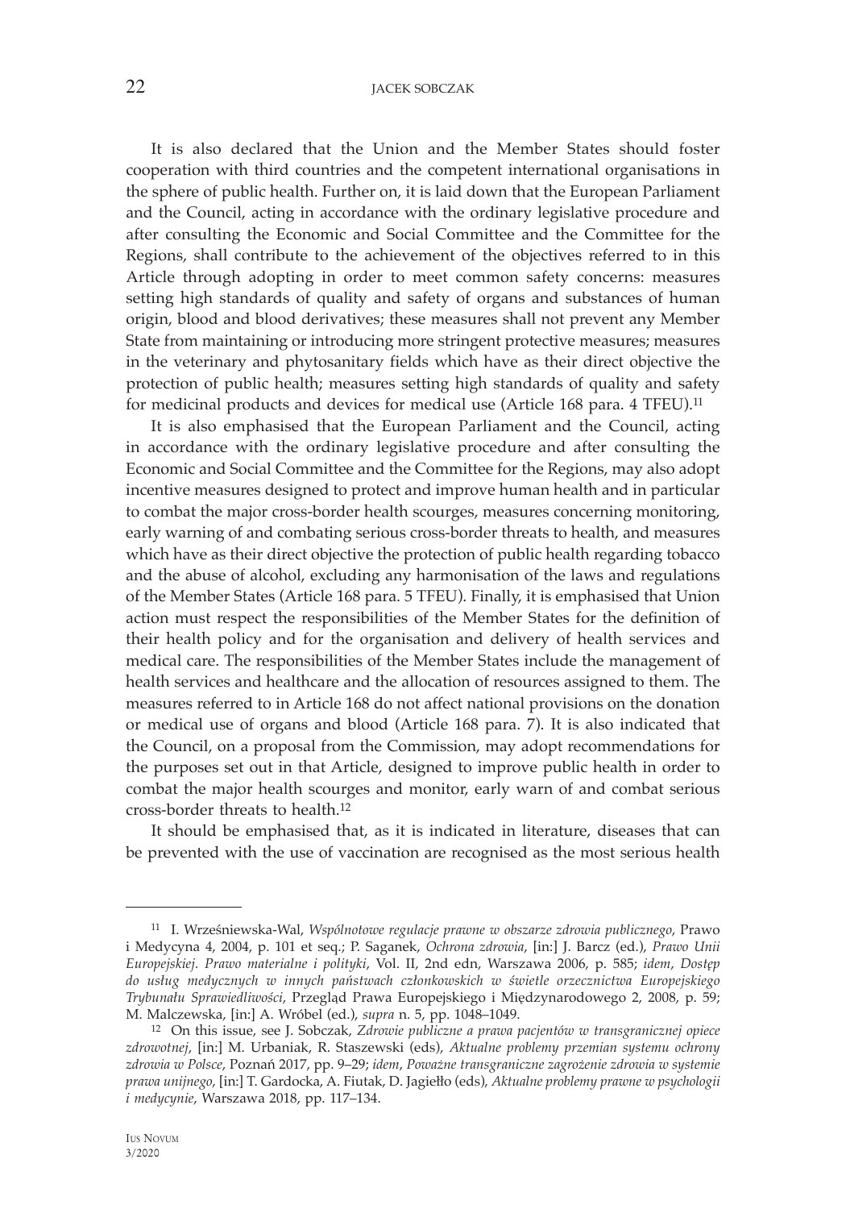It is also declared that the Union and the Member States should foster cooperation with third countries and the competent international organisations in the sphere of public health. Further on, it is laid down that the European Parliament and the Council, acting in accordance with the ordinary legislative procedure and after consulting the Economic and Social Committee and the Committee for the Regions, shall contribute to the achievement of the objectives referred to in this Article through adopting in order to meet common safety concerns: measures setting high standards of quality and safety of organs and substances of human origin, blood and blood derivatives; these measures shall not prevent any Member State from maintaining or introducing more stringent protective measures; measures in the veterinary and phytosanitary fields which have as their direct objective the protection of public health; measures setting high standards of quality and safety for medicinal products and devices for medical use (Article 168 para. 4 TFEU).[11]

It is also emphasised that the European Parliament and the Council, acting in accordance with the ordinary legislative procedure and after consulting the Economic and Social Committee and the Committee for the Regions, may also adopt incentive measures designed to protect and improve human health and in particular to combat the major cross-border health scourges, measures concerning monitoring, early warning of and combating serious cross-border threats to health, and measures which have as their direct objective the protection of public health regarding tobacco and the abuse of alcohol, excluding any harmonisation of the laws and regulations of the Member States (Article 168 para. 5 TFEU). Finally, it is emphasised that Union action must respect the responsibilities of the Member States for the definition of their health policy and for the organisation and delivery of health services and medical care. The responsibilities of the Member States include the management of health services and healthcare and the allocation of resources assigned to them. The measures referred to in Article 168 do not affect national provisions on the donation or medical use of organs and blood (Article 168 para. 7). It is also indicated that the Council, on a proposal from the Commission, may adopt recommendations for the purposes set out in that Article, designed to improve public health in order to combat the major health scourges and monitor, early warn of and combat serious cross-border threats to health.[12]

It should be emphasised that, as it is indicated in literature, diseases that can be prevented with the use of vaccination are recognised as the most serious health

---

[11] I. Wrześniewska-Wal, *Wspólnotowe regulacje prawne w obszarze zdrowia publicznego*, Prawo i Medycyna 4, 2004, p. 101 et seq.; P. Saganek, *Ochrona zdrowia*, [in:] J. Barcz (ed.), *Prawo Unii Europejskiej. Prawo materialne i polityki*, Vol. II, 2nd edn, Warszawa 2006, p. 585; *idem*, *Dostęp do usług medycznych w innych państwach członkowskich w świetle orzecznictwa Europejskiego Trybunału Sprawiedliwości*, Przegląd Prawa Europejskiego i Międzynarodowego 2, 2008, p. 59; M. Malczewska, [in:] A. Wróbel (ed.), *supra* n. 5, pp. 1048–1049.

[12] On this issue, see J. Sobczak, *Zdrowie publiczne a prawa pacjentów w transgranicznej opiece zdrowotnej*, [in:] M. Urbaniak, R. Staszewski (eds), *Aktualne problemy przemian systemu ochrony zdrowia w Polsce*, Poznań 2017, pp. 9–29; *idem*, *Poważne transgraniczne zagrożenie zdrowia w systemie prawa unijnego*, [in:] T. Gardocka, A. Fiutak, D. Jagiełło (eds), *Aktualne problemy prawne w psychologii i medycynie*, Warszawa 2018, pp. 117–134.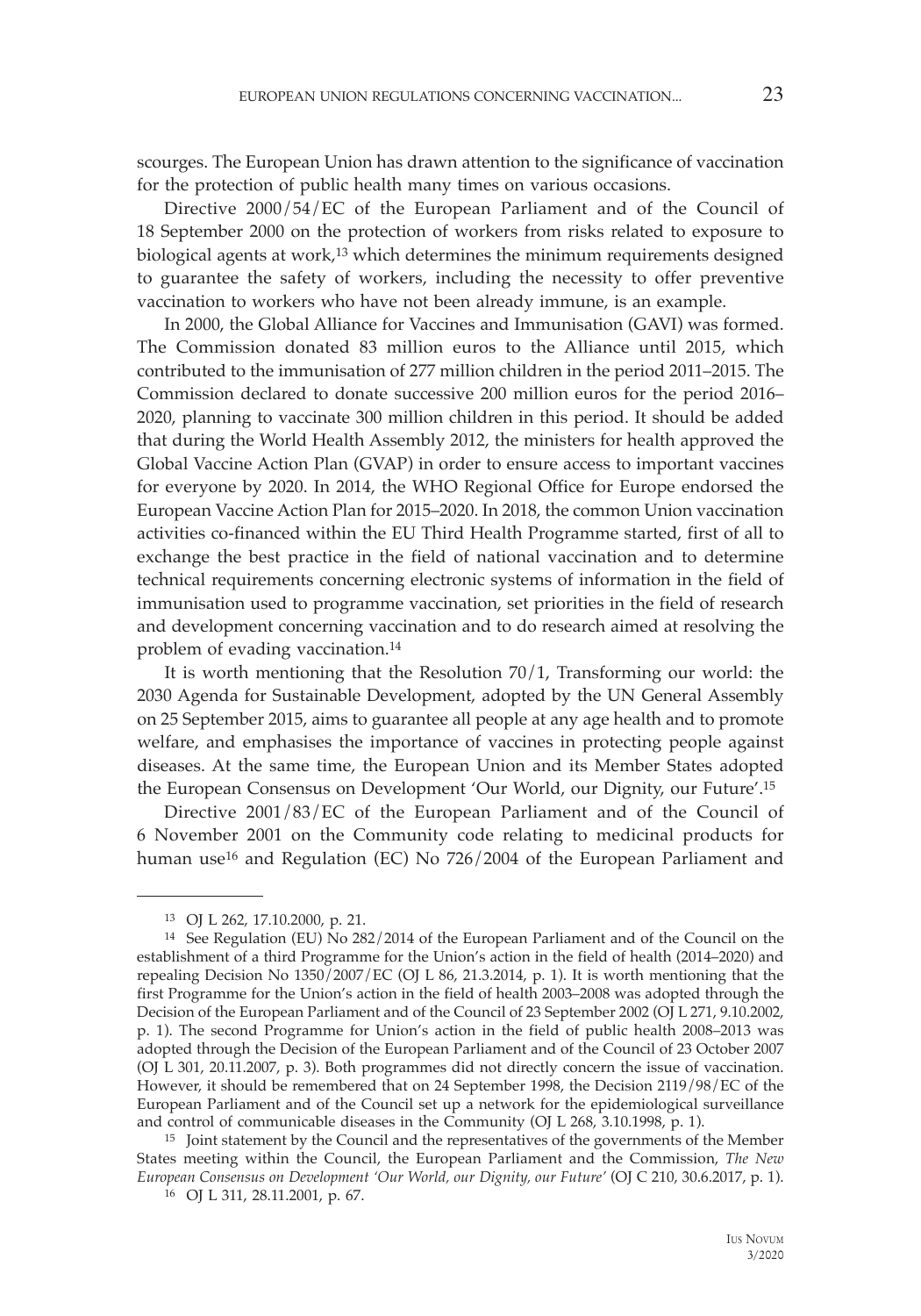scourges. The European Union has drawn attention to the significance of vaccination for the protection of public health many times on various occasions.

Directive 2000/54/EC of the European Parliament and of the Council of 18 September 2000 on the protection of workers from risks related to exposure to biological agents at work,[13] which determines the minimum requirements designed to guarantee the safety of workers, including the necessity to offer preventive vaccination to workers who have not been already immune, is an example.

In 2000, the Global Alliance for Vaccines and Immunisation (GAVI) was formed. The Commission donated 83 million euros to the Alliance until 2015, which contributed to the immunisation of 277 million children in the period 2011–2015. The Commission declared to donate successive 200 million euros for the period 2016–2020, planning to vaccinate 300 million children in this period. It should be added that during the World Health Assembly 2012, the ministers for health approved the Global Vaccine Action Plan (GVAP) in order to ensure access to important vaccines for everyone by 2020. In 2014, the WHO Regional Office for Europe endorsed the European Vaccine Action Plan for 2015–2020. In 2018, the common Union vaccination activities co-financed within the EU Third Health Programme started, first of all to exchange the best practice in the field of national vaccination and to determine technical requirements concerning electronic systems of information in the field of immunisation used to programme vaccination, set priorities in the field of research and development concerning vaccination and to do research aimed at resolving the problem of evading vaccination.[14]

It is worth mentioning that the Resolution 70/1, Transforming our world: the 2030 Agenda for Sustainable Development, adopted by the UN General Assembly on 25 September 2015, aims to guarantee all people at any age health and to promote welfare, and emphasises the importance of vaccines in protecting people against diseases. At the same time, the European Union and its Member States adopted the European Consensus on Development 'Our World, our Dignity, our Future'.[15]

Directive 2001/83/EC of the European Parliament and of the Council of 6 November 2001 on the Community code relating to medicinal products for human use[16] and Regulation (EC) No 726/2004 of the European Parliament and

---

[13] OJ L 262, 17.10.2000, p. 21.

[14] See Regulation (EU) No 282/2014 of the European Parliament and of the Council on the establishment of a third Programme for the Union's action in the field of health (2014–2020) and repealing Decision No 1350/2007/EC (OJ L 86, 21.3.2014, p. 1). It is worth mentioning that the first Programme for the Union's action in the field of health 2003–2008 was adopted through the Decision of the European Parliament and of the Council of 23 September 2002 (OJ L 271, 9.10.2002, p. 1). The second Programme for Union's action in the field of public health 2008–2013 was adopted through the Decision of the European Parliament and of the Council of 23 October 2007 (OJ L 301, 20.11.2007, p. 3). Both programmes did not directly concern the issue of vaccination. However, it should be remembered that on 24 September 1998, the Decision 2119/98/EC of the European Parliament and of the Council set up a network for the epidemiological surveillance and control of communicable diseases in the Community (OJ L 268, 3.10.1998, p. 1).

[15] Joint statement by the Council and the representatives of the governments of the Member States meeting within the Council, the European Parliament and the Commission, *The New European Consensus on Development 'Our World, our Dignity, our Future'* (OJ C 210, 30.6.2017, p. 1).

[16] OJ L 311, 28.11.2001, p. 67.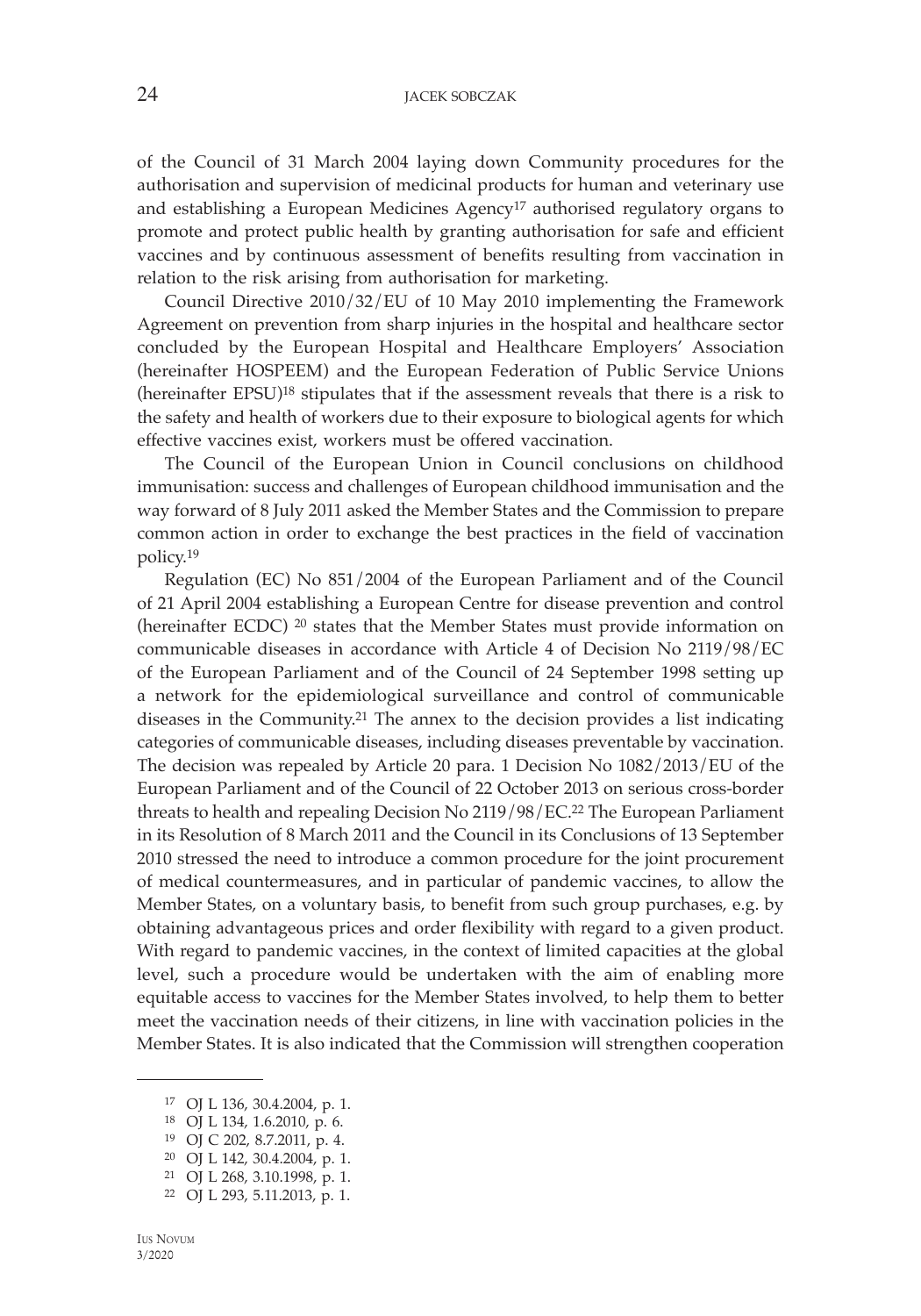of the Council of 31 March 2004 laying down Community procedures for the authorisation and supervision of medicinal products for human and veterinary use and establishing a European Medicines Agency[17] authorised regulatory organs to promote and protect public health by granting authorisation for safe and efficient vaccines and by continuous assessment of benefits resulting from vaccination in relation to the risk arising from authorisation for marketing.

Council Directive 2010/32/EU of 10 May 2010 implementing the Framework Agreement on prevention from sharp injuries in the hospital and healthcare sector concluded by the European Hospital and Healthcare Employers' Association (hereinafter HOSPEEM) and the European Federation of Public Service Unions (hereinafter EPSU)[18] stipulates that if the assessment reveals that there is a risk to the safety and health of workers due to their exposure to biological agents for which effective vaccines exist, workers must be offered vaccination.

The Council of the European Union in Council conclusions on childhood immunisation: success and challenges of European childhood immunisation and the way forward of 8 July 2011 asked the Member States and the Commission to prepare common action in order to exchange the best practices in the field of vaccination policy.[19]

Regulation (EC) No 851/2004 of the European Parliament and of the Council of 21 April 2004 establishing a European Centre for disease prevention and control (hereinafter ECDC) [20] states that the Member States must provide information on communicable diseases in accordance with Article 4 of Decision No 2119/98/EC of the European Parliament and of the Council of 24 September 1998 setting up a network for the epidemiological surveillance and control of communicable diseases in the Community.[21] The annex to the decision provides a list indicating categories of communicable diseases, including diseases preventable by vaccination. The decision was repealed by Article 20 para. 1 Decision No 1082/2013/EU of the European Parliament and of the Council of 22 October 2013 on serious cross-border threats to health and repealing Decision No 2119/98/EC.[22] The European Parliament in its Resolution of 8 March 2011 and the Council in its Conclusions of 13 September 2010 stressed the need to introduce a common procedure for the joint procurement of medical countermeasures, and in particular of pandemic vaccines, to allow the Member States, on a voluntary basis, to benefit from such group purchases, e.g. by obtaining advantageous prices and order flexibility with regard to a given product. With regard to pandemic vaccines, in the context of limited capacities at the global level, such a procedure would be undertaken with the aim of enabling more equitable access to vaccines for the Member States involved, to help them to better meet the vaccination needs of their citizens, in line with vaccination policies in the Member States. It is also indicated that the Commission will strengthen cooperation

---

[17] OJ L 136, 30.4.2004, p. 1.

[18] OJ L 134, 1.6.2010, p. 6.

[19] OJ C 202, 8.7.2011, p. 4.

[20] OJ L 142, 30.4.2004, p. 1.

[21] OJ L 268, 3.10.1998, p. 1.

[22] OJ L 293, 5.11.2013, p. 1.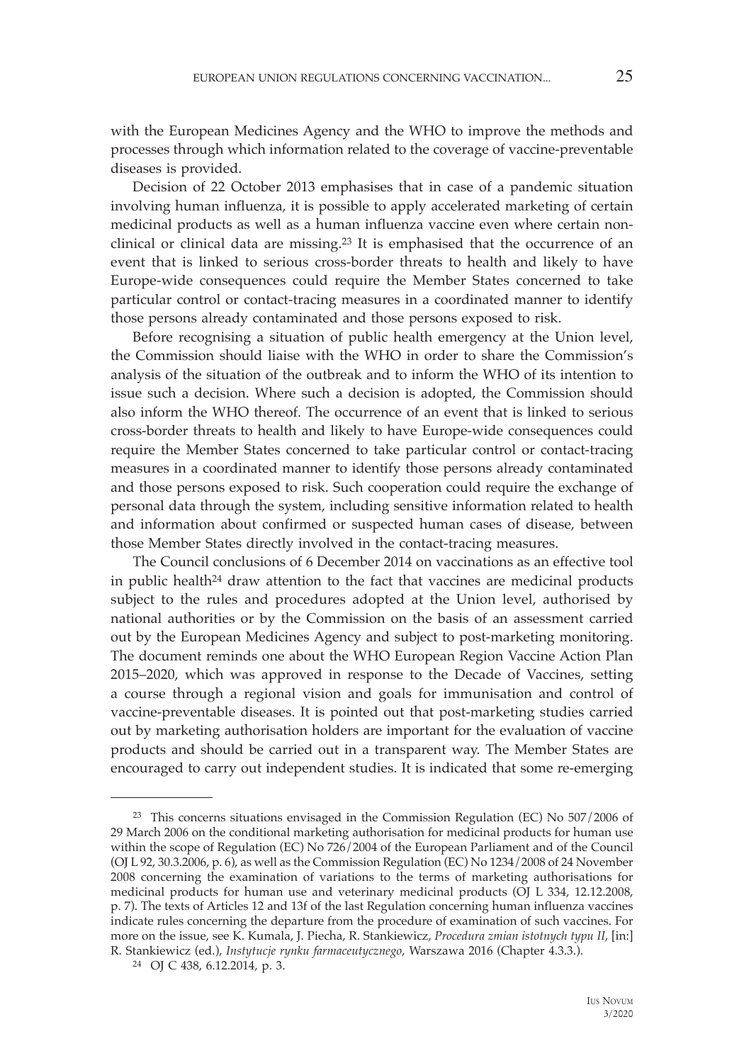with the European Medicines Agency and the WHO to improve the methods and processes through which information related to the coverage of vaccine-preventable diseases is provided.

Decision of 22 October 2013 emphasises that in case of a pandemic situation involving human influenza, it is possible to apply accelerated marketing of certain medicinal products as well as a human influenza vaccine even where certain non-clinical or clinical data are missing.[23] It is emphasised that the occurrence of an event that is linked to serious cross-border threats to health and likely to have Europe-wide consequences could require the Member States concerned to take particular control or contact-tracing measures in a coordinated manner to identify those persons already contaminated and those persons exposed to risk.

Before recognising a situation of public health emergency at the Union level, the Commission should liaise with the WHO in order to share the Commission's analysis of the situation of the outbreak and to inform the WHO of its intention to issue such a decision. Where such a decision is adopted, the Commission should also inform the WHO thereof. The occurrence of an event that is linked to serious cross-border threats to health and likely to have Europe-wide consequences could require the Member States concerned to take particular control or contact-tracing measures in a coordinated manner to identify those persons already contaminated and those persons exposed to risk. Such cooperation could require the exchange of personal data through the system, including sensitive information related to health and information about confirmed or suspected human cases of disease, between those Member States directly involved in the contact-tracing measures.

The Council conclusions of 6 December 2014 on vaccinations as an effective tool in public health[24] draw attention to the fact that vaccines are medicinal products subject to the rules and procedures adopted at the Union level, authorised by national authorities or by the Commission on the basis of an assessment carried out by the European Medicines Agency and subject to post-marketing monitoring. The document reminds one about the WHO European Region Vaccine Action Plan 2015–2020, which was approved in response to the Decade of Vaccines, setting a course through a regional vision and goals for immunisation and control of vaccine-preventable diseases. It is pointed out that post-marketing studies carried out by marketing authorisation holders are important for the evaluation of vaccine products and should be carried out in a transparent way. The Member States are encouraged to carry out independent studies. It is indicated that some re-emerging

---

[23] This concerns situations envisaged in the Commission Regulation (EC) No 507/2006 of 29 March 2006 on the conditional marketing authorisation for medicinal products for human use within the scope of Regulation (EC) No 726/2004 of the European Parliament and of the Council (OJ L 92, 30.3.2006, p. 6), as well as the Commission Regulation (EC) No 1234/2008 of 24 November 2008 concerning the examination of variations to the terms of marketing authorisations for medicinal products for human use and veterinary medicinal products (OJ L 334, 12.12.2008, p. 7). The texts of Articles 12 and 13f of the last Regulation concerning human influenza vaccines indicate rules concerning the departure from the procedure of examination of such vaccines. For more on the issue, see K. Kumala, J. Piecha, R. Stankiewicz, *Procedura zmian istotnych typu II*, [in:] R. Stankiewicz (ed.), *Instytucje rynku farmaceutycznego*, Warszawa 2016 (Chapter 4.3.3.).

[24] OJ C 438, 6.12.2014, p. 3.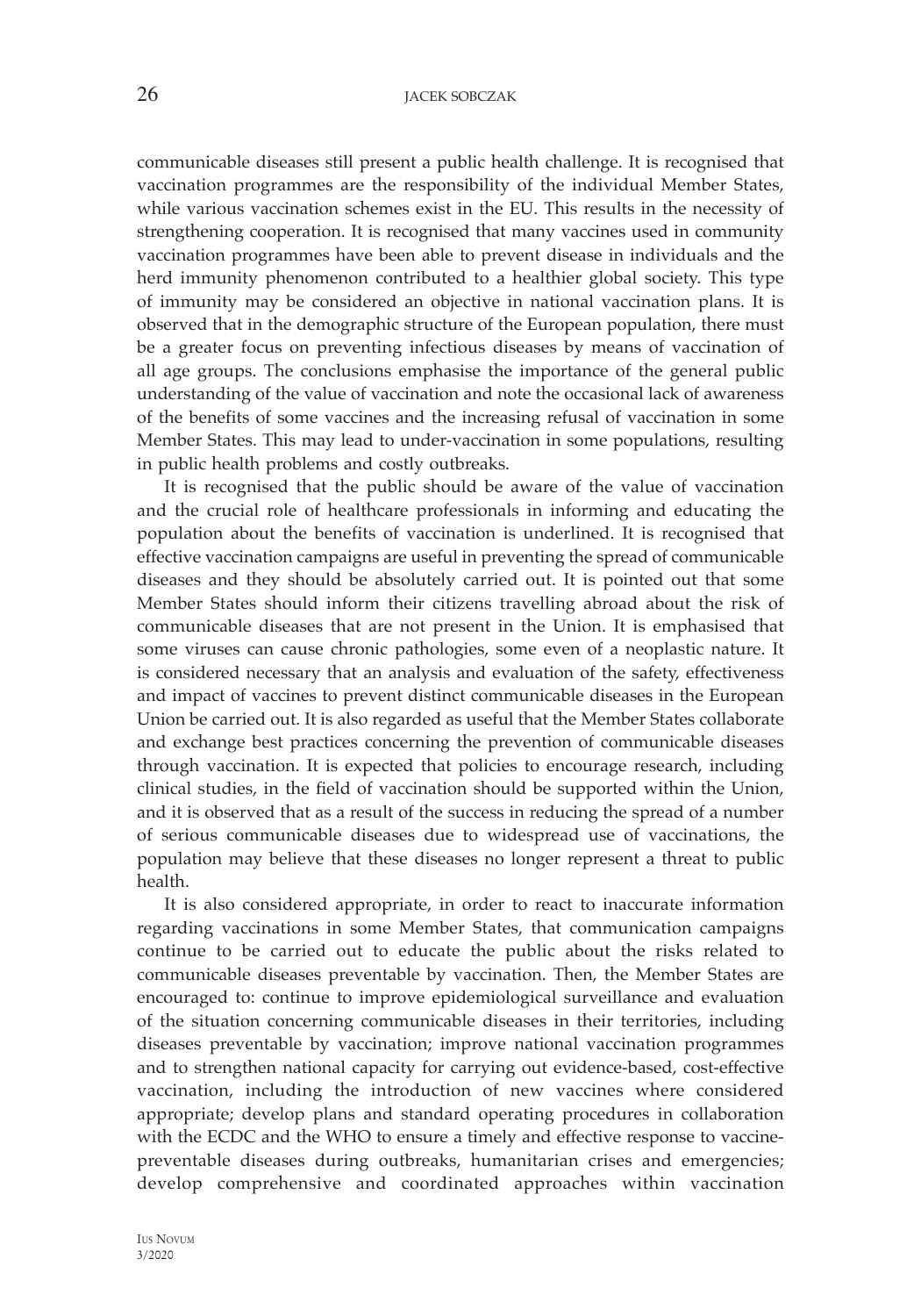communicable diseases still present a public health challenge. It is recognised that vaccination programmes are the responsibility of the individual Member States, while various vaccination schemes exist in the EU. This results in the necessity of strengthening cooperation. It is recognised that many vaccines used in community vaccination programmes have been able to prevent disease in individuals and the herd immunity phenomenon contributed to a healthier global society. This type of immunity may be considered an objective in national vaccination plans. It is observed that in the demographic structure of the European population, there must be a greater focus on preventing infectious diseases by means of vaccination of all age groups. The conclusions emphasise the importance of the general public understanding of the value of vaccination and note the occasional lack of awareness of the benefits of some vaccines and the increasing refusal of vaccination in some Member States. This may lead to under-vaccination in some populations, resulting in public health problems and costly outbreaks.

It is recognised that the public should be aware of the value of vaccination and the crucial role of healthcare professionals in informing and educating the population about the benefits of vaccination is underlined. It is recognised that effective vaccination campaigns are useful in preventing the spread of communicable diseases and they should be absolutely carried out. It is pointed out that some Member States should inform their citizens travelling abroad about the risk of communicable diseases that are not present in the Union. It is emphasised that some viruses can cause chronic pathologies, some even of a neoplastic nature. It is considered necessary that an analysis and evaluation of the safety, effectiveness and impact of vaccines to prevent distinct communicable diseases in the European Union be carried out. It is also regarded as useful that the Member States collaborate and exchange best practices concerning the prevention of communicable diseases through vaccination. It is expected that policies to encourage research, including clinical studies, in the field of vaccination should be supported within the Union, and it is observed that as a result of the success in reducing the spread of a number of serious communicable diseases due to widespread use of vaccinations, the population may believe that these diseases no longer represent a threat to public health.

It is also considered appropriate, in order to react to inaccurate information regarding vaccinations in some Member States, that communication campaigns continue to be carried out to educate the public about the risks related to communicable diseases preventable by vaccination. Then, the Member States are encouraged to: continue to improve epidemiological surveillance and evaluation of the situation concerning communicable diseases in their territories, including diseases preventable by vaccination; improve national vaccination programmes and to strengthen national capacity for carrying out evidence-based, cost-effective vaccination, including the introduction of new vaccines where considered appropriate; develop plans and standard operating procedures in collaboration with the ECDC and the WHO to ensure a timely and effective response to vaccine-preventable diseases during outbreaks, humanitarian crises and emergencies; develop comprehensive and coordinated approaches within vaccination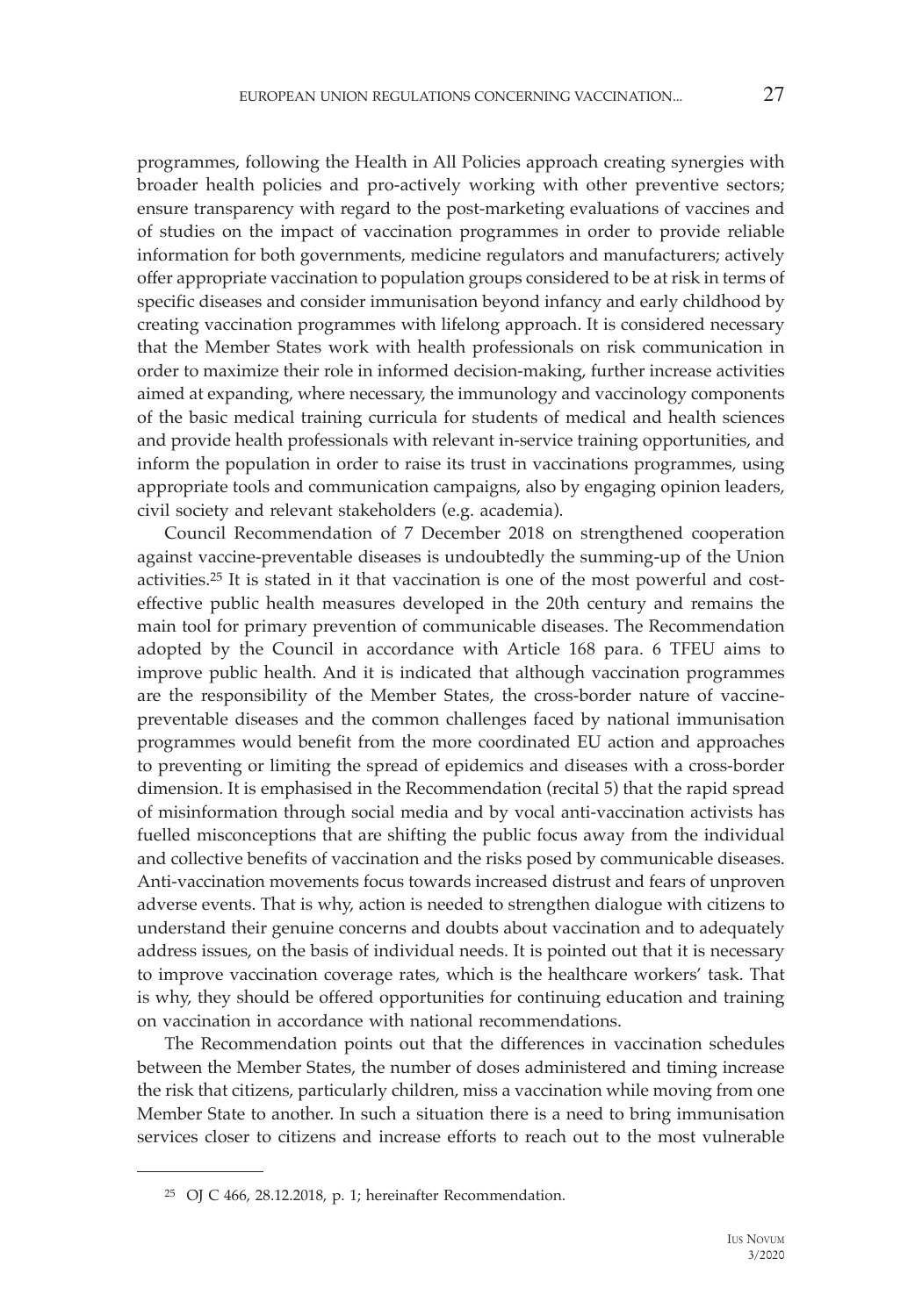programmes, following the Health in All Policies approach creating synergies with broader health policies and pro-actively working with other preventive sectors; ensure transparency with regard to the post-marketing evaluations of vaccines and of studies on the impact of vaccination programmes in order to provide reliable information for both governments, medicine regulators and manufacturers; actively offer appropriate vaccination to population groups considered to be at risk in terms of specific diseases and consider immunisation beyond infancy and early childhood by creating vaccination programmes with lifelong approach. It is considered necessary that the Member States work with health professionals on risk communication in order to maximize their role in informed decision-making, further increase activities aimed at expanding, where necessary, the immunology and vaccinology components of the basic medical training curricula for students of medical and health sciences and provide health professionals with relevant in-service training opportunities, and inform the population in order to raise its trust in vaccinations programmes, using appropriate tools and communication campaigns, also by engaging opinion leaders, civil society and relevant stakeholders (e.g. academia).

Council Recommendation of 7 December 2018 on strengthened cooperation against vaccine-preventable diseases is undoubtedly the summing-up of the Union activities.[25] It is stated in it that vaccination is one of the most powerful and cost-effective public health measures developed in the 20th century and remains the main tool for primary prevention of communicable diseases. The Recommendation adopted by the Council in accordance with Article 168 para. 6 TFEU aims to improve public health. And it is indicated that although vaccination programmes are the responsibility of the Member States, the cross-border nature of vaccine-preventable diseases and the common challenges faced by national immunisation programmes would benefit from the more coordinated EU action and approaches to preventing or limiting the spread of epidemics and diseases with a cross-border dimension. It is emphasised in the Recommendation (recital 5) that the rapid spread of misinformation through social media and by vocal anti-vaccination activists has fuelled misconceptions that are shifting the public focus away from the individual and collective benefits of vaccination and the risks posed by communicable diseases. Anti-vaccination movements focus towards increased distrust and fears of unproven adverse events. That is why, action is needed to strengthen dialogue with citizens to understand their genuine concerns and doubts about vaccination and to adequately address issues, on the basis of individual needs. It is pointed out that it is necessary to improve vaccination coverage rates, which is the healthcare workers' task. That is why, they should be offered opportunities for continuing education and training on vaccination in accordance with national recommendations.

The Recommendation points out that the differences in vaccination schedules between the Member States, the number of doses administered and timing increase the risk that citizens, particularly children, miss a vaccination while moving from one Member State to another. In such a situation there is a need to bring immunisation services closer to citizens and increase efforts to reach out to the most vulnerable

[25] OJ C 466, 28.12.2018, p. 1; hereinafter Recommendation.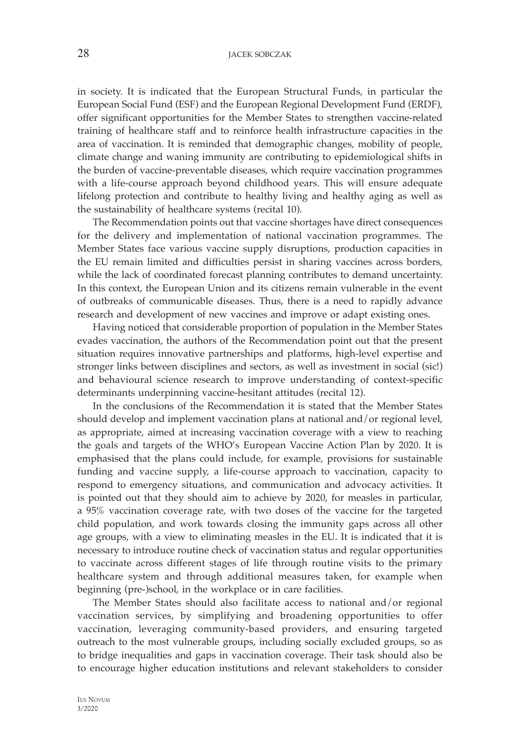in society. It is indicated that the European Structural Funds, in particular the European Social Fund (ESF) and the European Regional Development Fund (ERDF), offer significant opportunities for the Member States to strengthen vaccine-related training of healthcare staff and to reinforce health infrastructure capacities in the area of vaccination. It is reminded that demographic changes, mobility of people, climate change and waning immunity are contributing to epidemiological shifts in the burden of vaccine-preventable diseases, which require vaccination programmes with a life-course approach beyond childhood years. This will ensure adequate lifelong protection and contribute to healthy living and healthy aging as well as the sustainability of healthcare systems (recital 10).

The Recommendation points out that vaccine shortages have direct consequences for the delivery and implementation of national vaccination programmes. The Member States face various vaccine supply disruptions, production capacities in the EU remain limited and difficulties persist in sharing vaccines across borders, while the lack of coordinated forecast planning contributes to demand uncertainty. In this context, the European Union and its citizens remain vulnerable in the event of outbreaks of communicable diseases. Thus, there is a need to rapidly advance research and development of new vaccines and improve or adapt existing ones.

Having noticed that considerable proportion of population in the Member States evades vaccination, the authors of the Recommendation point out that the present situation requires innovative partnerships and platforms, high-level expertise and stronger links between disciplines and sectors, as well as investment in social (sic!) and behavioural science research to improve understanding of context-specific determinants underpinning vaccine-hesitant attitudes (recital 12).

In the conclusions of the Recommendation it is stated that the Member States should develop and implement vaccination plans at national and/or regional level, as appropriate, aimed at increasing vaccination coverage with a view to reaching the goals and targets of the WHO's European Vaccine Action Plan by 2020. It is emphasised that the plans could include, for example, provisions for sustainable funding and vaccine supply, a life-course approach to vaccination, capacity to respond to emergency situations, and communication and advocacy activities. It is pointed out that they should aim to achieve by 2020, for measles in particular, a 95% vaccination coverage rate, with two doses of the vaccine for the targeted child population, and work towards closing the immunity gaps across all other age groups, with a view to eliminating measles in the EU. It is indicated that it is necessary to introduce routine check of vaccination status and regular opportunities to vaccinate across different stages of life through routine visits to the primary healthcare system and through additional measures taken, for example when beginning (pre-)school, in the workplace or in care facilities.

The Member States should also facilitate access to national and/or regional vaccination services, by simplifying and broadening opportunities to offer vaccination, leveraging community-based providers, and ensuring targeted outreach to the most vulnerable groups, including socially excluded groups, so as to bridge inequalities and gaps in vaccination coverage. Their task should also be to encourage higher education institutions and relevant stakeholders to consider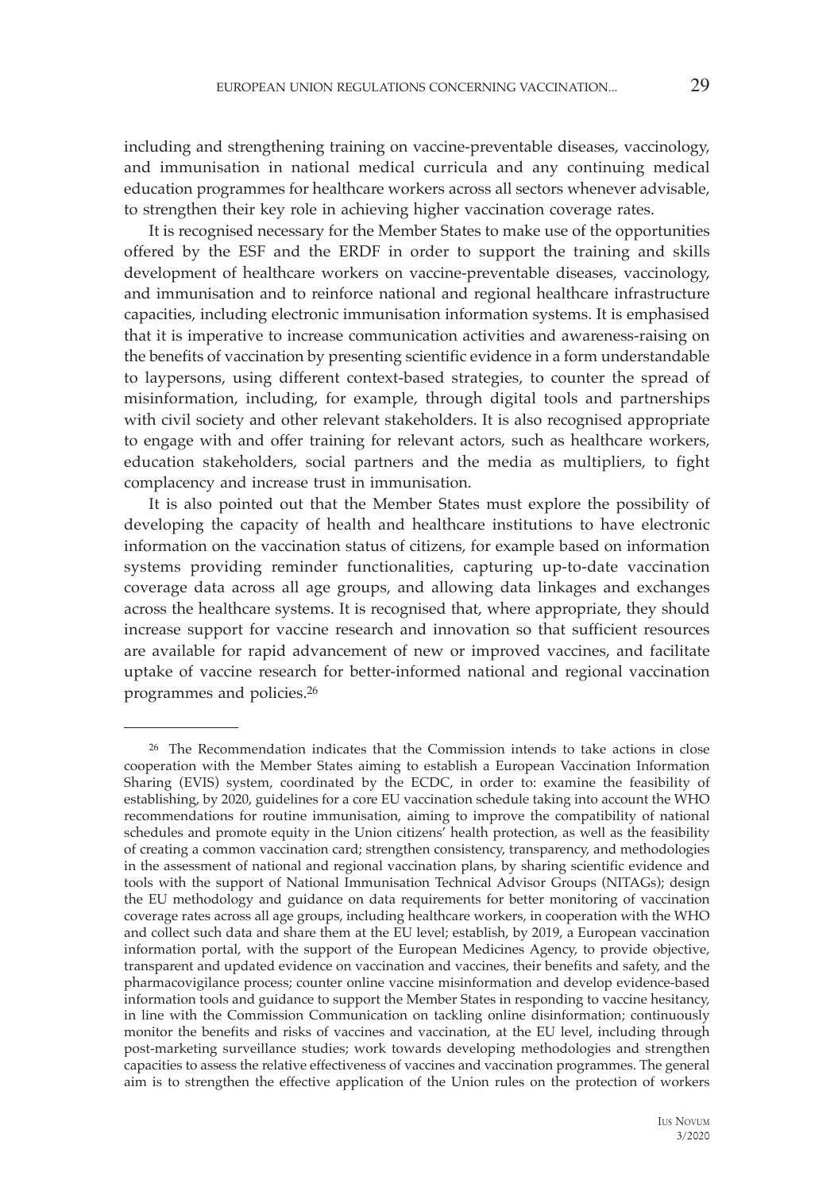including and strengthening training on vaccine-preventable diseases, vaccinology, and immunisation in national medical curricula and any continuing medical education programmes for healthcare workers across all sectors whenever advisable, to strengthen their key role in achieving higher vaccination coverage rates.

It is recognised necessary for the Member States to make use of the opportunities offered by the ESF and the ERDF in order to support the training and skills development of healthcare workers on vaccine-preventable diseases, vaccinology, and immunisation and to reinforce national and regional healthcare infrastructure capacities, including electronic immunisation information systems. It is emphasised that it is imperative to increase communication activities and awareness-raising on the benefits of vaccination by presenting scientific evidence in a form understandable to laypersons, using different context-based strategies, to counter the spread of misinformation, including, for example, through digital tools and partnerships with civil society and other relevant stakeholders. It is also recognised appropriate to engage with and offer training for relevant actors, such as healthcare workers, education stakeholders, social partners and the media as multipliers, to fight complacency and increase trust in immunisation.

It is also pointed out that the Member States must explore the possibility of developing the capacity of health and healthcare institutions to have electronic information on the vaccination status of citizens, for example based on information systems providing reminder functionalities, capturing up-to-date vaccination coverage data across all age groups, and allowing data linkages and exchanges across the healthcare systems. It is recognised that, where appropriate, they should increase support for vaccine research and innovation so that sufficient resources are available for rapid advancement of new or improved vaccines, and facilitate uptake of vaccine research for better-informed national and regional vaccination programmes and policies.[26]

---

[26] The Recommendation indicates that the Commission intends to take actions in close cooperation with the Member States aiming to establish a European Vaccination Information Sharing (EVIS) system, coordinated by the ECDC, in order to: examine the feasibility of establishing, by 2020, guidelines for a core EU vaccination schedule taking into account the WHO recommendations for routine immunisation, aiming to improve the compatibility of national schedules and promote equity in the Union citizens' health protection, as well as the feasibility of creating a common vaccination card; strengthen consistency, transparency, and methodologies in the assessment of national and regional vaccination plans, by sharing scientific evidence and tools with the support of National Immunisation Technical Advisor Groups (NITAGs); design the EU methodology and guidance on data requirements for better monitoring of vaccination coverage rates across all age groups, including healthcare workers, in cooperation with the WHO and collect such data and share them at the EU level; establish, by 2019, a European vaccination information portal, with the support of the European Medicines Agency, to provide objective, transparent and updated evidence on vaccination and vaccines, their benefits and safety, and the pharmacovigilance process; counter online vaccine misinformation and develop evidence-based information tools and guidance to support the Member States in responding to vaccine hesitancy, in line with the Commission Communication on tackling online disinformation; continuously monitor the benefits and risks of vaccines and vaccination, at the EU level, including through post-marketing surveillance studies; work towards developing methodologies and strengthen capacities to assess the relative effectiveness of vaccines and vaccination programmes. The general aim is to strengthen the effective application of the Union rules on the protection of workers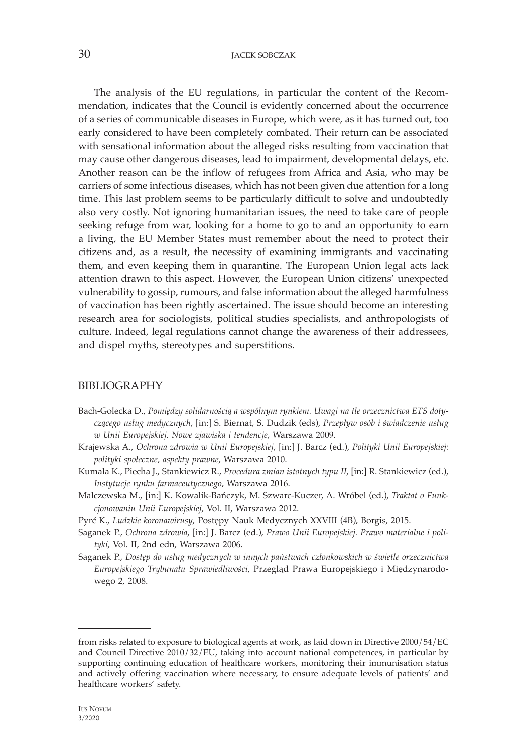The analysis of the EU regulations, in particular the content of the Recommendation, indicates that the Council is evidently concerned about the occurrence of a series of communicable diseases in Europe, which were, as it has turned out, too early considered to have been completely combated. Their return can be associated with sensational information about the alleged risks resulting from vaccination that may cause other dangerous diseases, lead to impairment, developmental delays, etc. Another reason can be the inflow of refugees from Africa and Asia, who may be carriers of some infectious diseases, which has not been given due attention for a long time. This last problem seems to be particularly difficult to solve and undoubtedly also very costly. Not ignoring humanitarian issues, the need to take care of people seeking refuge from war, looking for a home to go to and an opportunity to earn a living, the EU Member States must remember about the need to protect their citizens and, as a result, the necessity of examining immigrants and vaccinating them, and even keeping them in quarantine. The European Union legal acts lack attention drawn to this aspect. However, the European Union citizens' unexpected vulnerability to gossip, rumours, and false information about the alleged harmfulness of vaccination has been rightly ascertained. The issue should become an interesting research area for sociologists, political studies specialists, and anthropologists of culture. Indeed, legal regulations cannot change the awareness of their addressees, and dispel myths, stereotypes and superstitions.

## BIBLIOGRAPHY

Bach-Golecka D., *Pomiędzy solidarnością a wspólnym rynkiem. Uwagi na tle orzecznictwa ETS dotyczącego usług medycznych*, [in:] S. Biernat, S. Dudzik (eds), *Przepływ osób i świadczenie usług w Unii Europejskiej. Nowe zjawiska i tendencje*, Warszawa 2009.

Krajewska A., *Ochrona zdrowia w Unii Europejskiej*, [in:] J. Barcz (ed.), *Polityki Unii Europejskiej: polityki społeczne, aspekty prawne*, Warszawa 2010.

Kumala K., Piecha J., Stankiewicz R., *Procedura zmian istotnych typu II*, [in:] R. Stankiewicz (ed.), *Instytucje rynku farmaceutycznego*, Warszawa 2016.

Malczewska M., [in:] K. Kowalik-Bańczyk, M. Szwarc-Kuczer, A. Wróbel (ed.), *Traktat o Funkcjonowaniu Unii Europejskiej*, Vol. II, Warszawa 2012.

Pyrć K., *Ludzkie koronawirusy*, Postępy Nauk Medycznych XXVIII (4B), Borgis, 2015.

Saganek P., *Ochrona zdrowia*, [in:] J. Barcz (ed.), *Prawo Unii Europejskiej. Prawo materialne i polityki*, Vol. II, 2nd edn, Warszawa 2006.

Saganek P., *Dostęp do usług medycznych w innych państwach członkowskich w świetle orzecznictwa Europejskiego Trybunału Sprawiedliwości*, Przegląd Prawa Europejskiego i Międzynarodowego 2, 2008.

---

from risks related to exposure to biological agents at work, as laid down in Directive 2000/54/EC and Council Directive 2010/32/EU, taking into account national competences, in particular by supporting continuing education of healthcare workers, monitoring their immunisation status and actively offering vaccination where necessary, to ensure adequate levels of patients' and healthcare workers' safety.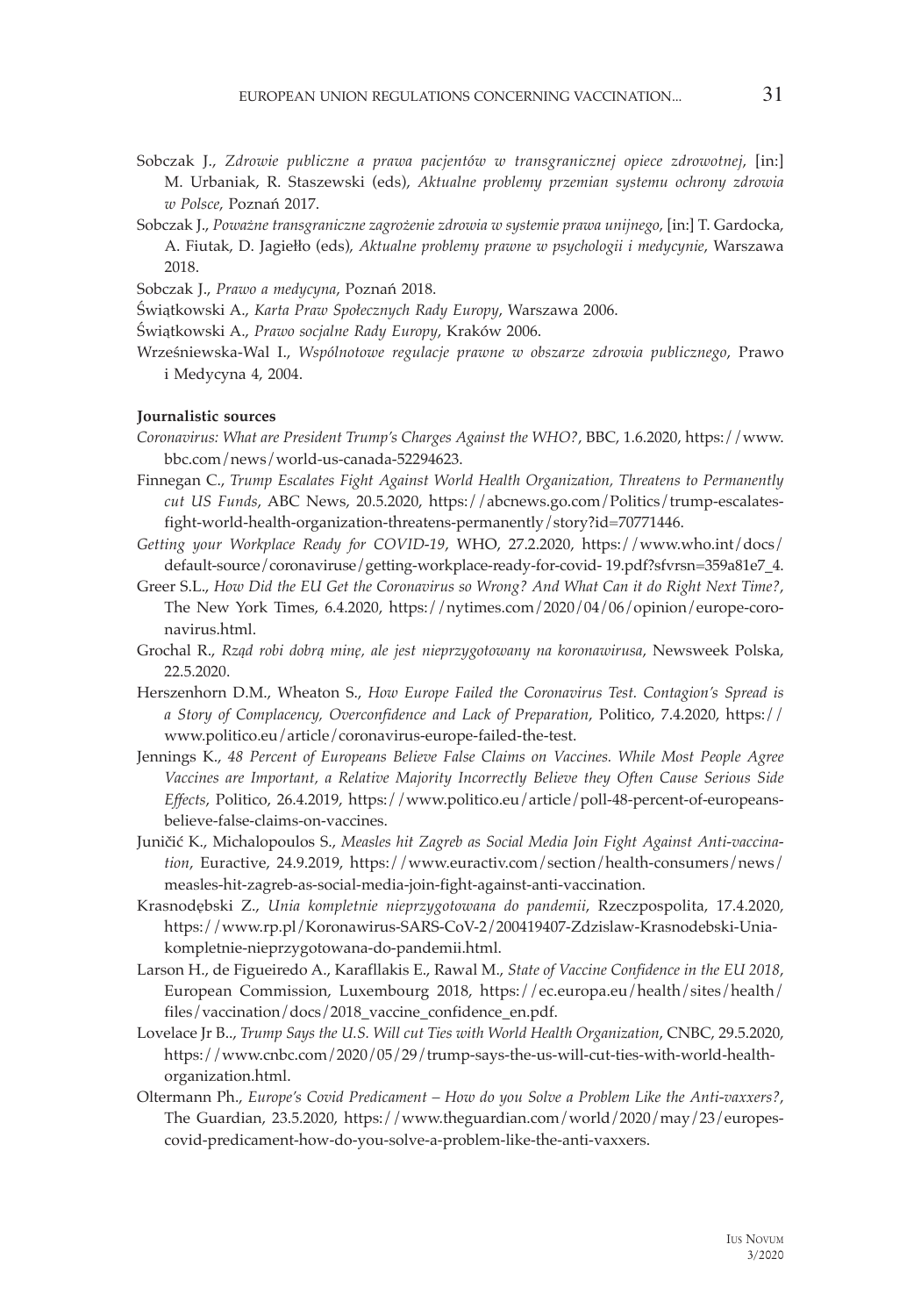Sobczak J., *Zdrowie publiczne a prawa pacjentów w transgranicznej opiece zdrowotnej*, [in:] M. Urbaniak, R. Staszewski (eds), *Aktualne problemy przemian systemu ochrony zdrowia w Polsce*, Poznań 2017.

Sobczak J., *Poważne transgraniczne zagrożenie zdrowia w systemie prawa unijnego*, [in:] T. Gardocka, A. Fiutak, D. Jagiełło (eds), *Aktualne problemy prawne w psychologii i medycynie*, Warszawa 2018.

Sobczak J., *Prawo a medycyna*, Poznań 2018.

Świątkowski A., *Karta Praw Społecznych Rady Europy*, Warszawa 2006.

Świątkowski A., *Prawo socjalne Rady Europy*, Kraków 2006.

Wrześniewska-Wal I., *Wspólnotowe regulacje prawne w obszarze zdrowia publicznego*, Prawo i Medycyna 4, 2004.

**Journalistic sources**

*Coronavirus: What are President Trump's Charges Against the WHO?*, BBC, 1.6.2020, https://www.bbc.com/news/world-us-canada-52294623.

Finnegan C., *Trump Escalates Fight Against World Health Organization, Threatens to Permanently cut US Funds*, ABC News, 20.5.2020, https://abcnews.go.com/Politics/trump-escalates-fight-world-health-organization-threatens-permanently/story?id=70771446.

*Getting your Workplace Ready for COVID-19*, WHO, 27.2.2020, https://www.who.int/docs/default-source/coronaviruse/getting-workplace-ready-for-covid- 19.pdf?sfvrsn=359a81e7_4.

Greer S.L., *How Did the EU Get the Coronavirus so Wrong? And What Can it do Right Next Time?*, The New York Times, 6.4.2020, https://nytimes.com/2020/04/06/opinion/europe-coronavirus.html.

Grochal R., *Rząd robi dobrą minę, ale jest nieprzygotowany na koronawirusa*, Newsweek Polska, 22.5.2020.

Herszenhorn D.M., Wheaton S., *How Europe Failed the Coronavirus Test. Contagion's Spread is a Story of Complacency, Overconfidence and Lack of Preparation*, Politico, 7.4.2020, https://www.politico.eu/article/coronavirus-europe-failed-the-test.

Jennings K., *48 Percent of Europeans Believe False Claims on Vaccines. While Most People Agree Vaccines are Important, a Relative Majority Incorrectly Believe they Often Cause Serious Side Effects*, Politico, 26.4.2019, https://www.politico.eu/article/poll-48-percent-of-europeans-believe-false-claims-on-vaccines.

Juničić K., Michalopoulos S., *Measles hit Zagreb as Social Media Join Fight Against Anti-vaccination*, Euractive, 24.9.2019, https://www.euractiv.com/section/health-consumers/news/measles-hit-zagreb-as-social-media-join-fight-against-anti-vaccination.

Krasnodębski Z., *Unia kompletnie nieprzygotowana do pandemii*, Rzeczpospolita, 17.4.2020, https://www.rp.pl/Koronawirus-SARS-CoV-2/200419407-Zdzislaw-Krasnodebski-Unia-kompletnie-nieprzygotowana-do-pandemii.html.

Larson H., de Figueiredo A., Karafllakis E., Rawal M., *State of Vaccine Confidence in the EU 2018*, European Commission, Luxembourg 2018, https://ec.europa.eu/health/sites/health/files/vaccination/docs/2018_vaccine_confidence_en.pdf.

Lovelace Jr B.., *Trump Says the U.S. Will cut Ties with World Health Organization*, CNBC, 29.5.2020, https://www.cnbc.com/2020/05/29/trump-says-the-us-will-cut-ties-with-world-health-organization.html.

Oltermann Ph., *Europe's Covid Predicament – How do you Solve a Problem Like the Anti-vaxxers?*, The Guardian, 23.5.2020, https://www.theguardian.com/world/2020/may/23/europes-covid-predicament-how-do-you-solve-a-problem-like-the-anti-vaxxers.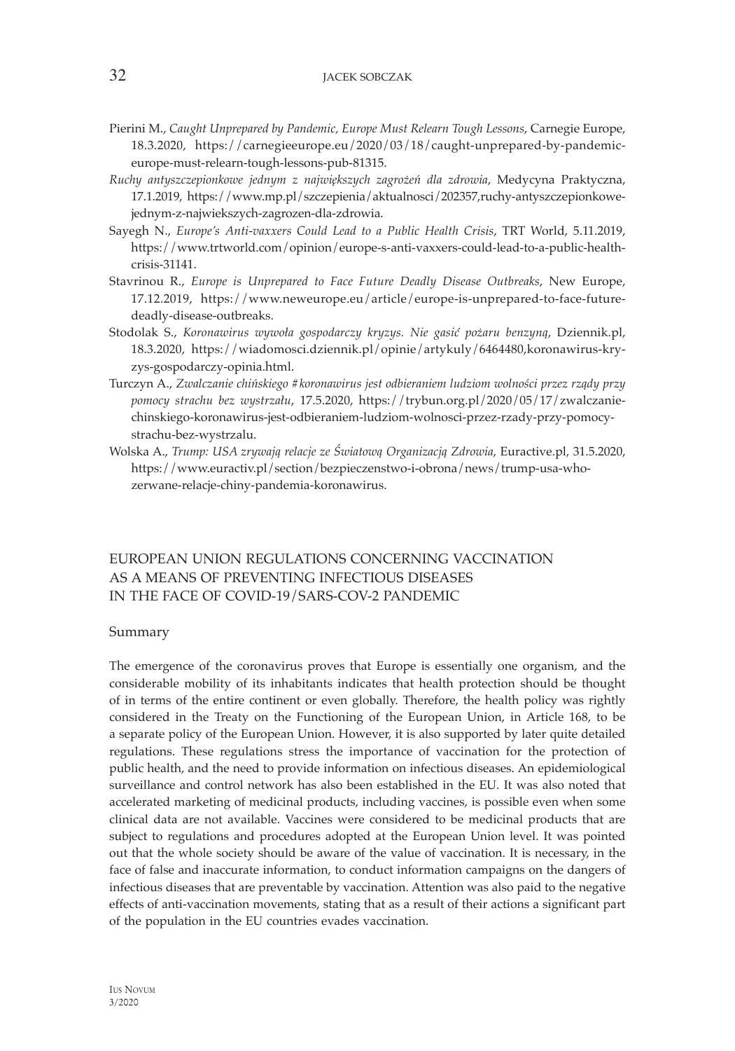Pierini M., *Caught Unprepared by Pandemic, Europe Must Relearn Tough Lessons*, Carnegie Europe, 18.3.2020, https://carnegieeurope.eu/2020/03/18/caught-unprepared-by-pandemic-europe-must-relearn-tough-lessons-pub-81315.

*Ruchy antyszczepionkowe jednym z największych zagrożeń dla zdrowia*, Medycyna Praktyczna, 17.1.2019, https://www.mp.pl/szczepienia/aktualnosci/202357,ruchy-antyszczepionkowe-jednym-z-najwiekszych-zagrozen-dla-zdrowia.

Sayegh N., *Europe's Anti-vaxxers Could Lead to a Public Health Crisis*, TRT World, 5.11.2019, https://www.trtworld.com/opinion/europe-s-anti-vaxxers-could-lead-to-a-public-health-crisis-31141.

Stavrinou R., *Europe is Unprepared to Face Future Deadly Disease Outbreaks*, New Europe, 17.12.2019, https://www.neweurope.eu/article/europe-is-unprepared-to-face-future-deadly-disease-outbreaks.

Stodolak S., *Koronawirus wywoła gospodarczy kryzys. Nie gasić pożaru benzyną*, Dziennik.pl, 18.3.2020, https://wiadomosci.dziennik.pl/opinie/artykuly/6464480,koronawirus-kryzys-gospodarczy-opinia.html.

Turczyn A., *Zwalczanie chińskiego #koronawirus jest odbieraniem ludziom wolności przez rządy przy pomocy strachu bez wystrzału*, 17.5.2020, https://trybun.org.pl/2020/05/17/zwalczanie-chinskiego-koronawirus-jest-odbieraniem-ludziom-wolnosci-przez-rzady-przy-pomocy-strachu-bez-wystrzalu.

Wolska A., *Trump: USA zrywają relacje ze Światową Organizacją Zdrowia*, Euractive.pl, 31.5.2020, https://www.euractiv.pl/section/bezpieczenstwo-i-obrona/news/trump-usa-who-zerwane-relacje-chiny-pandemia-koronawirus.

## EUROPEAN UNION REGULATIONS CONCERNING VACCINATION AS A MEANS OF PREVENTING INFECTIOUS DISEASES IN THE FACE OF COVID-19/SARS-COV-2 PANDEMIC

### Summary

The emergence of the coronavirus proves that Europe is essentially one organism, and the considerable mobility of its inhabitants indicates that health protection should be thought of in terms of the entire continent or even globally. Therefore, the health policy was rightly considered in the Treaty on the Functioning of the European Union, in Article 168, to be a separate policy of the European Union. However, it is also supported by later quite detailed regulations. These regulations stress the importance of vaccination for the protection of public health, and the need to provide information on infectious diseases. An epidemiological surveillance and control network has also been established in the EU. It was also noted that accelerated marketing of medicinal products, including vaccines, is possible even when some clinical data are not available. Vaccines were considered to be medicinal products that are subject to regulations and procedures adopted at the European Union level. It was pointed out that the whole society should be aware of the value of vaccination. It is necessary, in the face of false and inaccurate information, to conduct information campaigns on the dangers of infectious diseases that are preventable by vaccination. Attention was also paid to the negative effects of anti-vaccination movements, stating that as a result of their actions a significant part of the population in the EU countries evades vaccination.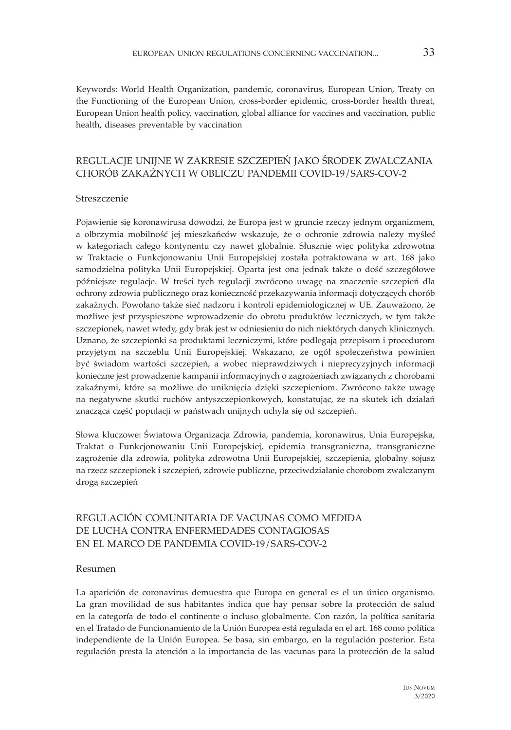Keywords: World Health Organization, pandemic, coronavirus, European Union, Treaty on the Functioning of the European Union, cross-border epidemic, cross-border health threat, European Union health policy, vaccination, global alliance for vaccines and vaccination, public health, diseases preventable by vaccination

## REGULACJE UNIJNE W ZAKRESIE SZCZEPIEŃ JAKO ŚRODEK ZWALCZANIA CHORÓB ZAKAŹNYCH W OBLICZU PANDEMII COVID-19/SARS-COV-2

### Streszczenie

Pojawienie się koronawirusa dowodzi, że Europa jest w gruncie rzeczy jednym organizmem, a olbrzymia mobilność jej mieszkańców wskazuje, że o ochronie zdrowia należy myśleć w kategoriach całego kontynentu czy nawet globalnie. Słusznie więc polityka zdrowotna w Traktacie o Funkcjonowaniu Unii Europejskiej została potraktowana w art. 168 jako samodzielna polityka Unii Europejskiej. Oparta jest ona jednak także o dość szczegółowe późniejsze regulacje. W treści tych regulacji zwrócono uwagę na znaczenie szczepień dla ochrony zdrowia publicznego oraz konieczność przekazywania informacji dotyczących chorób zakaźnych. Powołano także sieć nadzoru i kontroli epidemiologicznej w UE. Zauważono, że możliwe jest przyspieszone wprowadzenie do obrotu produktów leczniczych, w tym także szczepionek, nawet wtedy, gdy brak jest w odniesieniu do nich niektórych danych klinicznych. Uznano, że szczepionki są produktami leczniczymi, które podlegają przepisom i procedurom przyjętym na szczeblu Unii Europejskiej. Wskazano, że ogół społeczeństwa powinien być świadom wartości szczepień, a wobec nieprawdziwych i nieprecyzyjnych informacji konieczne jest prowadzenie kampanii informacyjnych o zagrożeniach związanych z chorobami zakaźnymi, które są możliwe do uniknięcia dzięki szczepieniom. Zwrócono także uwagę na negatywne skutki ruchów antyszczepionkowych, konstatując, że na skutek ich działań znacząca część populacji w państwach unijnych uchyla się od szczepień.

Słowa kluczowe: Światowa Organizacja Zdrowia, pandemia, koronawirus, Unia Europejska, Traktat o Funkcjonowaniu Unii Europejskiej, epidemia transgraniczna, transgraniczne zagrożenie dla zdrowia, polityka zdrowotna Unii Europejskiej, szczepienia, globalny sojusz na rzecz szczepionek i szczepień, zdrowie publiczne, przeciwdziałanie chorobom zwalczanym drogą szczepień

## REGULACIÓN COMUNITARIA DE VACUNAS COMO MEDIDA DE LUCHA CONTRA ENFERMEDADES CONTAGIOSAS EN EL MARCO DE PANDEMIA COVID-19/SARS-COV-2

### Resumen

La aparición de coronavirus demuestra que Europa en general es el un único organismo. La gran movilidad de sus habitantes indica que hay pensar sobre la protección de salud en la categoría de todo el continente o incluso globalmente. Con razón, la política sanitaria en el Tratado de Funcionamiento de la Unión Europea está regulada en el art. 168 como política independiente de la Unión Europea. Se basa, sin embargo, en la regulación posterior. Esta regulación presta la atención a la importancia de las vacunas para la protección de la salud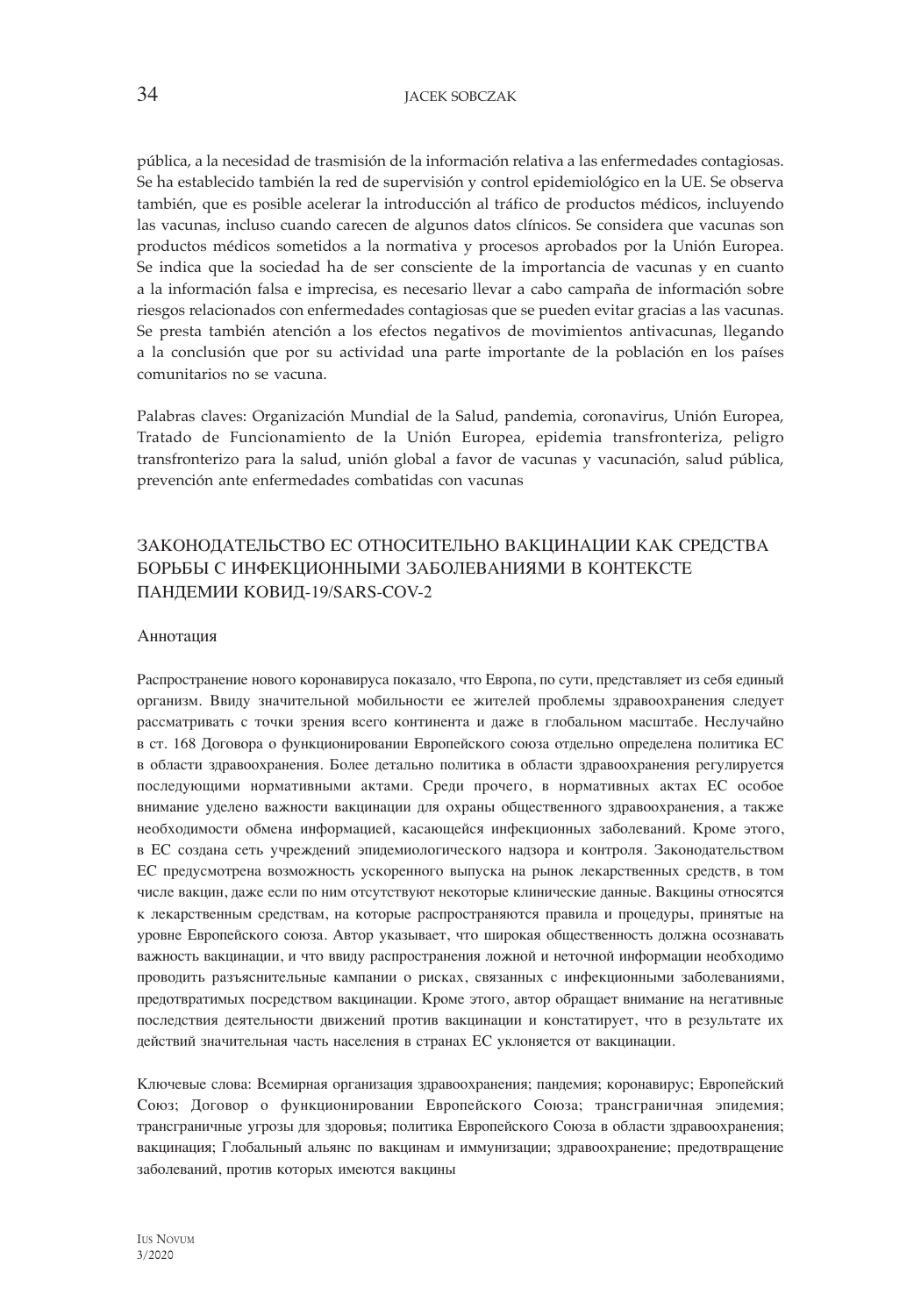pública, a la necesidad de trasmisión de la información relativa a las enfermedades contagiosas. Se ha establecido también la red de supervisión y control epidemiológico en la UE. Se observa también, que es posible acelerar la introducción al tráfico de productos médicos, incluyendo las vacunas, incluso cuando carecen de algunos datos clínicos. Se considera que vacunas son productos médicos sometidos a la normativa y procesos aprobados por la Unión Europea. Se indica que la sociedad ha de ser consciente de la importancia de vacunas y en cuanto a la información falsa e imprecisa, es necesario llevar a cabo campaña de información sobre riesgos relacionados con enfermedades contagiosas que se pueden evitar gracias a las vacunas. Se presta también atención a los efectos negativos de movimientos antivacunas, llegando a la conclusión que por su actividad una parte importante de la población en los países comunitarios no se vacuna.

Palabras claves: Organización Mundial de la Salud, pandemia, coronavirus, Unión Europea, Tratado de Funcionamiento de la Unión Europea, epidemia transfronteriza, peligro transfronterizo para la salud, unión global a favor de vacunas y vacunación, salud pública, prevención ante enfermedades combatidas con vacunas

## ЗАКОНОДАТЕЛЬСТВО ЕС ОТНОСИТЕЛЬНО ВАКЦИНАЦИИ КАК СРЕДСТВА БОРЬБЫ С ИНФЕКЦИОННЫМИ ЗАБОЛЕВАНИЯМИ В КОНТЕКСТЕ ПАНДЕМИИ КОВИД-19/SARS-COV-2

### Аннотация

Распространение нового коронавируса показало, что Европа, по сути, представляет из себя единый организм. Ввиду значительной мобильности ее жителей проблемы здравоохранения следует рассматривать с точки зрения всего континента и даже в глобальном масштабе. Неслучайно в ст. 168 Договора о функционировании Европейского союза отдельно определена политика ЕС в области здравоохранения. Более детально политика в области здравоохранения регулируется последующими нормативными актами. Среди прочего, в нормативных актах ЕС особое внимание уделено важности вакцинации для охраны общественного здравоохранения, а также необходимости обмена информацией, касающейся инфекционных заболеваний. Кроме этого, в ЕС создана сеть учреждений эпидемиологического надзора и контроля. Законодательством ЕС предусмотрена возможность ускоренного выпуска на рынок лекарственных средств, в том числе вакцин, даже если по ним отсутствуют некоторые клинические данные. Вакцины относятся к лекарственным средствам, на которые распространяются правила и процедуры, принятые на уровне Европейского союза. Автор указывает, что широкая общественность должна осознавать важность вакцинации, и что ввиду распространения ложной и неточной информации необходимо проводить разъяснительные кампании о рисках, связанных с инфекционными заболеваниями, предотвратимых посредством вакцинации. Кроме этого, автор обращает внимание на негативные последствия деятельности движений против вакцинации и констатирует, что в результате их действий значительная часть населения в странах ЕС уклоняется от вакцинации.

Ключевые слова: Всемирная организация здравоохранения; пандемия; коронавирус; Европейский Союз; Договор о функционировании Европейского Союза; трансграничная эпидемия; трансграничные угрозы для здоровья; политика Европейского Союза в области здравоохранения; вакцинация; Глобальный альянс по вакцинам и иммунизации; здравоохранение; предотвращение заболеваний, против которых имеются вакцины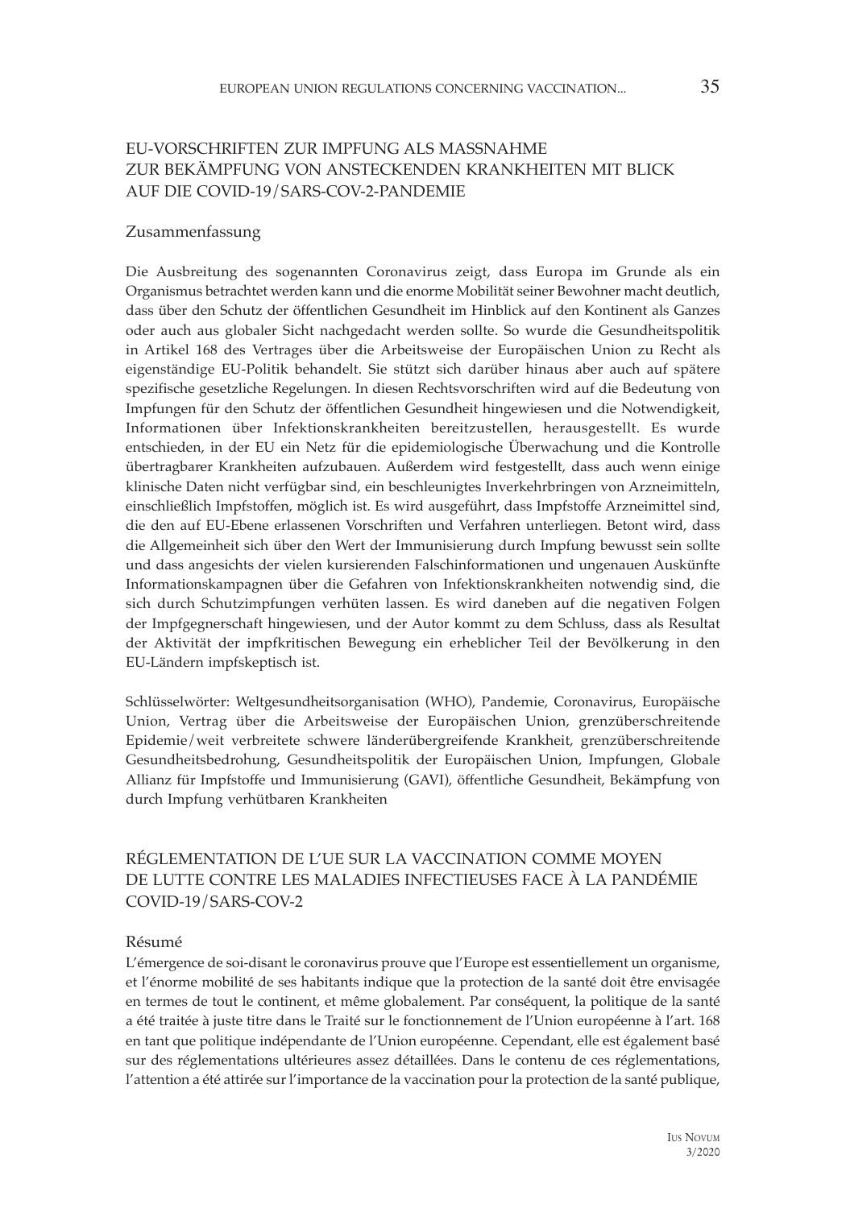## EU-VORSCHRIFTEN ZUR IMPFUNG ALS MASSNAHME ZUR BEKÄMPFUNG VON ANSTECKENDEN KRANKHEITEN MIT BLICK AUF DIE COVID-19/SARS-COV-2-PANDEMIE

### Zusammenfassung

Die Ausbreitung des sogenannten Coronavirus zeigt, dass Europa im Grunde als ein Organismus betrachtet werden kann und die enorme Mobilität seiner Bewohner macht deutlich, dass über den Schutz der öffentlichen Gesundheit im Hinblick auf den Kontinent als Ganzes oder auch aus globaler Sicht nachgedacht werden sollte. So wurde die Gesundheitspolitik in Artikel 168 des Vertrages über die Arbeitsweise der Europäischen Union zu Recht als eigenständige EU-Politik behandelt. Sie stützt sich darüber hinaus aber auch auf spätere spezifische gesetzliche Regelungen. In diesen Rechtsvorschriften wird auf die Bedeutung von Impfungen für den Schutz der öffentlichen Gesundheit hingewiesen und die Notwendigkeit, Informationen über Infektionskrankheiten bereitzustellen, herausgestellt. Es wurde entschieden, in der EU ein Netz für die epidemiologische Überwachung und die Kontrolle übertragbarer Krankheiten aufzubauen. Außerdem wird festgestellt, dass auch wenn einige klinische Daten nicht verfügbar sind, ein beschleunigtes Inverkehrbringen von Arzneimitteln, einschließlich Impfstoffen, möglich ist. Es wird ausgeführt, dass Impfstoffe Arzneimittel sind, die den auf EU-Ebene erlassenen Vorschriften und Verfahren unterliegen. Betont wird, dass die Allgemeinheit sich über den Wert der Immunisierung durch Impfung bewusst sein sollte und dass angesichts der vielen kursierenden Falschinformationen und ungenauen Auskünfte Informationskampagnen über die Gefahren von Infektionskrankheiten notwendig sind, die sich durch Schutzimpfungen verhüten lassen. Es wird daneben auf die negativen Folgen der Impfgegnerschaft hingewiesen, und der Autor kommt zu dem Schluss, dass als Resultat der Aktivität der impfkritischen Bewegung ein erheblicher Teil der Bevölkerung in den EU-Ländern impfskeptisch ist.

Schlüsselwörter: Weltgesundheitsorganisation (WHO), Pandemie, Coronavirus, Europäische Union, Vertrag über die Arbeitsweise der Europäischen Union, grenzüberschreitende Epidemie/weit verbreitete schwere länderübergreifende Krankheit, grenzüberschreitende Gesundheitsbedrohung, Gesundheitspolitik der Europäischen Union, Impfungen, Globale Allianz für Impfstoffe und Immunisierung (GAVI), öffentliche Gesundheit, Bekämpfung von durch Impfung verhütbaren Krankheiten

## RÉGLEMENTATION DE L'UE SUR LA VACCINATION COMME MOYEN DE LUTTE CONTRE LES MALADIES INFECTIEUSES FACE À LA PANDÉMIE COVID-19/SARS-COV-2

### Résumé

L'émergence de soi-disant le coronavirus prouve que l'Europe est essentiellement un organisme, et l'énorme mobilité de ses habitants indique que la protection de la santé doit être envisagée en termes de tout le continent, et même globalement. Par conséquent, la politique de la santé a été traitée à juste titre dans le Traité sur le fonctionnement de l'Union européenne à l'art. 168 en tant que politique indépendante de l'Union européenne. Cependant, elle est également basé sur des réglementations ultérieures assez détaillées. Dans le contenu de ces réglementations, l'attention a été attirée sur l'importance de la vaccination pour la protection de la santé publique,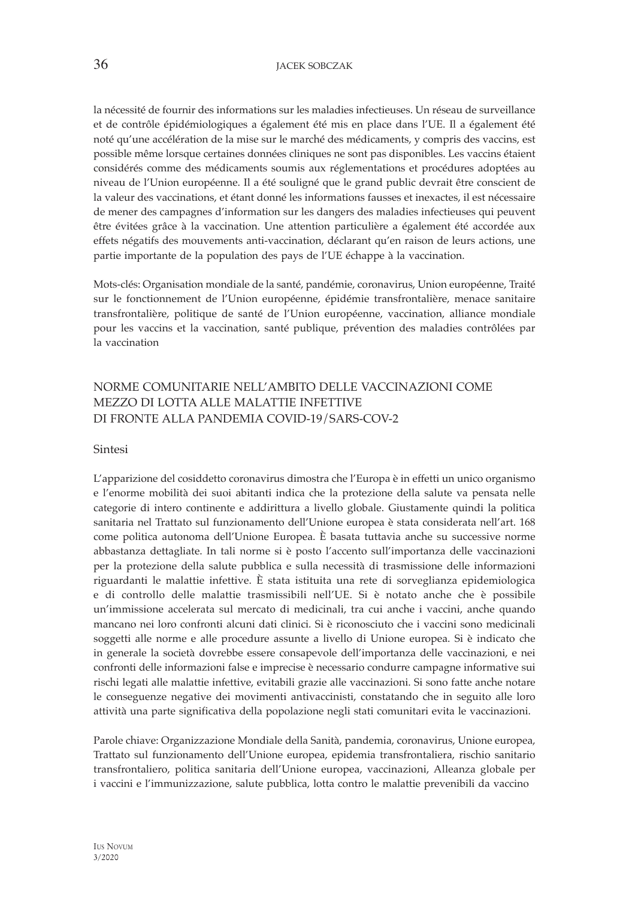la nécessité de fournir des informations sur les maladies infectieuses. Un réseau de surveillance et de contrôle épidémiologiques a également été mis en place dans l'UE. Il a également été noté qu'une accélération de la mise sur le marché des médicaments, y compris des vaccins, est possible même lorsque certaines données cliniques ne sont pas disponibles. Les vaccins étaient considérés comme des médicaments soumis aux réglementations et procédures adoptées au niveau de l'Union européenne. Il a été souligné que le grand public devrait être conscient de la valeur des vaccinations, et étant donné les informations fausses et inexactes, il est nécessaire de mener des campagnes d'information sur les dangers des maladies infectieuses qui peuvent être évitées grâce à la vaccination. Une attention particulière a également été accordée aux effets négatifs des mouvements anti-vaccination, déclarant qu'en raison de leurs actions, une partie importante de la population des pays de l'UE échappe à la vaccination.

Mots-clés: Organisation mondiale de la santé, pandémie, coronavirus, Union européenne, Traité sur le fonctionnement de l'Union européenne, épidémie transfrontalière, menace sanitaire transfrontalière, politique de santé de l'Union européenne, vaccination, alliance mondiale pour les vaccins et la vaccination, santé publique, prévention des maladies contrôlées par la vaccination

## NORME COMUNITARIE NELL'AMBITO DELLE VACCINAZIONI COME MEZZO DI LOTTA ALLE MALATTIE INFETTIVE DI FRONTE ALLA PANDEMIA COVID-19/SARS-COV-2

### Sintesi

L'apparizione del cosiddetto coronavirus dimostra che l'Europa è in effetti un unico organismo e l'enorme mobilità dei suoi abitanti indica che la protezione della salute va pensata nelle categorie di intero continente e addirittura a livello globale. Giustamente quindi la politica sanitaria nel Trattato sul funzionamento dell'Unione europea è stata considerata nell'art. 168 come politica autonoma dell'Unione Europea. È basata tuttavia anche su successive norme abbastanza dettagliate. In tali norme si è posto l'accento sull'importanza delle vaccinazioni per la protezione della salute pubblica e sulla necessità di trasmissione delle informazioni riguardanti le malattie infettive. È stata istituita una rete di sorveglianza epidemiologica e di controllo delle malattie trasmissibili nell'UE. Si è notato anche che è possibile un'immissione accelerata sul mercato di medicinali, tra cui anche i vaccini, anche quando mancano nei loro confronti alcuni dati clinici. Si è riconosciuto che i vaccini sono medicinali soggetti alle norme e alle procedure assunte a livello di Unione europea. Si è indicato che in generale la società dovrebbe essere consapevole dell'importanza delle vaccinazioni, e nei confronti delle informazioni false e imprecise è necessario condurre campagne informative sui rischi legati alle malattie infettive, evitabili grazie alle vaccinazioni. Si sono fatte anche notare le conseguenze negative dei movimenti antivaccinisti, constatando che in seguito alle loro attività una parte significativa della popolazione negli stati comunitari evita le vaccinazioni.

Parole chiave: Organizzazione Mondiale della Sanità, pandemia, coronavirus, Unione europea, Trattato sul funzionamento dell'Unione europea, epidemia transfrontaliera, rischio sanitario transfrontaliero, politica sanitaria dell'Unione europea, vaccinazioni, Alleanza globale per i vaccini e l'immunizzazione, salute pubblica, lotta contro le malattie prevenibili da vaccino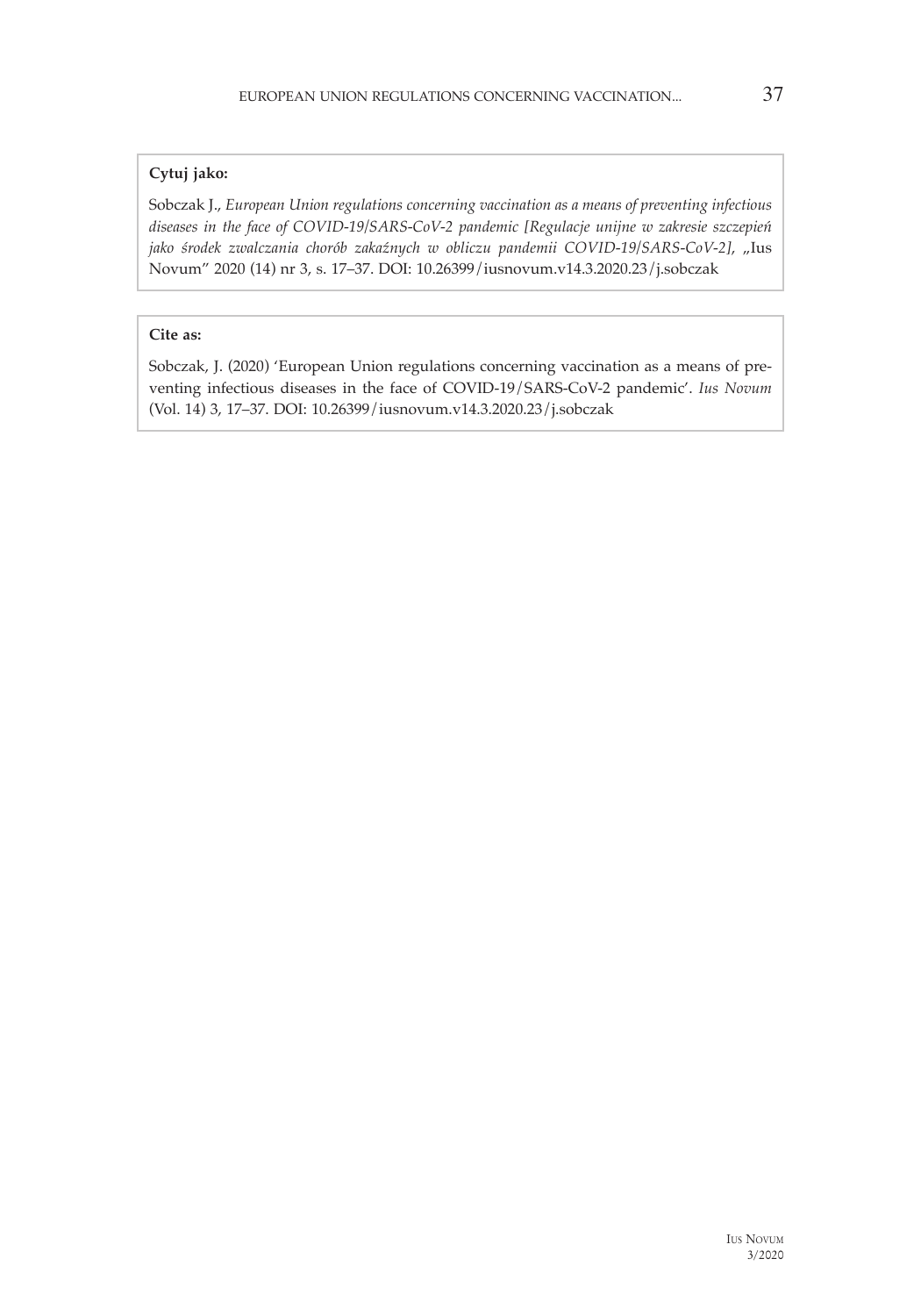**Cytuj jako:**

Sobczak J., *European Union regulations concerning vaccination as a means of preventing infectious diseases in the face of COVID-19/SARS-CoV-2 pandemic [Regulacje unijne w zakresie szczepień jako środek zwalczania chorób zakaźnych w obliczu pandemii COVID-19/SARS-CoV-2]*, „Ius Novum" 2020 (14) nr 3, s. 17–37. DOI: 10.26399/iusnovum.v14.3.2020.23/j.sobczak

**Cite as:**

Sobczak, J. (2020) 'European Union regulations concerning vaccination as a means of preventing infectious diseases in the face of COVID-19/SARS-CoV-2 pandemic'. *Ius Novum* (Vol. 14) 3, 17–37. DOI: 10.26399/iusnovum.v14.3.2020.23/j.sobczak